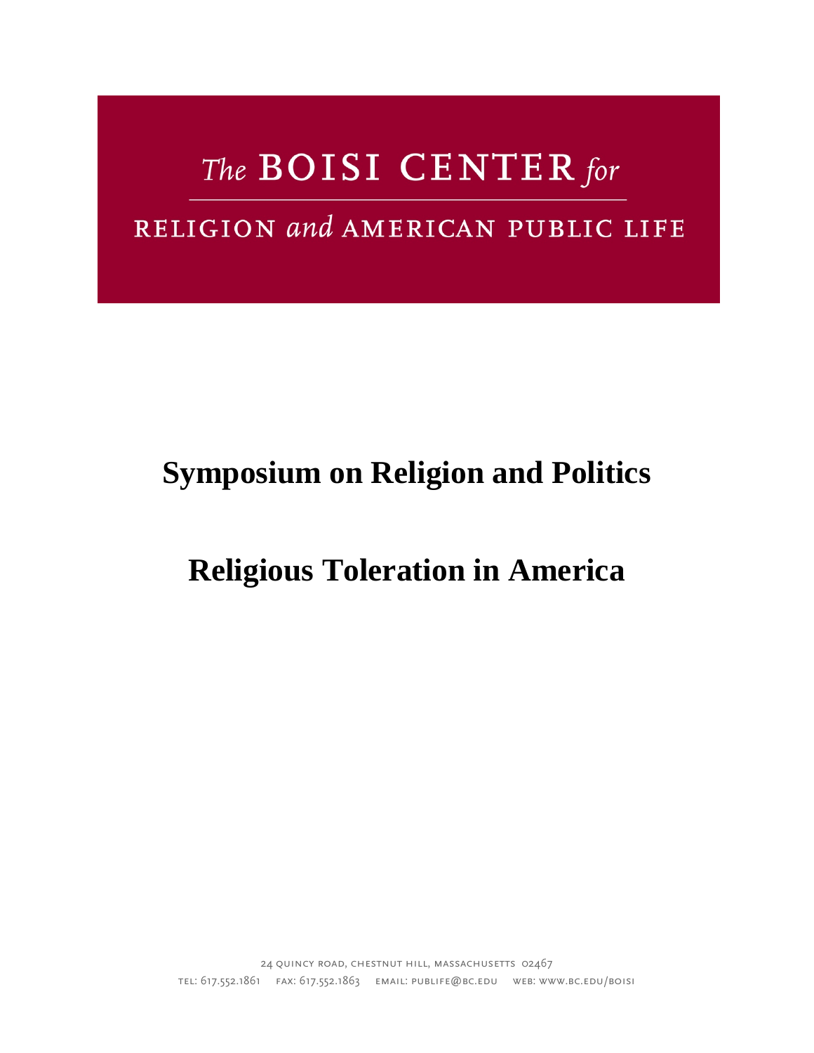The BOISI CENTER for

RELIGION and AMERICAN PUBLIC LIFE

# Symposium on Religion and Politics

# Religious Toleration in America

24 QUINCY ROAD, CHESTNUT HILL, MASSACHUSETTS 02467
TEL: 617.552.1861 FAX: 617.552.1863 EMAIL: PUBLIFE@BC.EDU WEB: WWW.BC.EDU/BOISI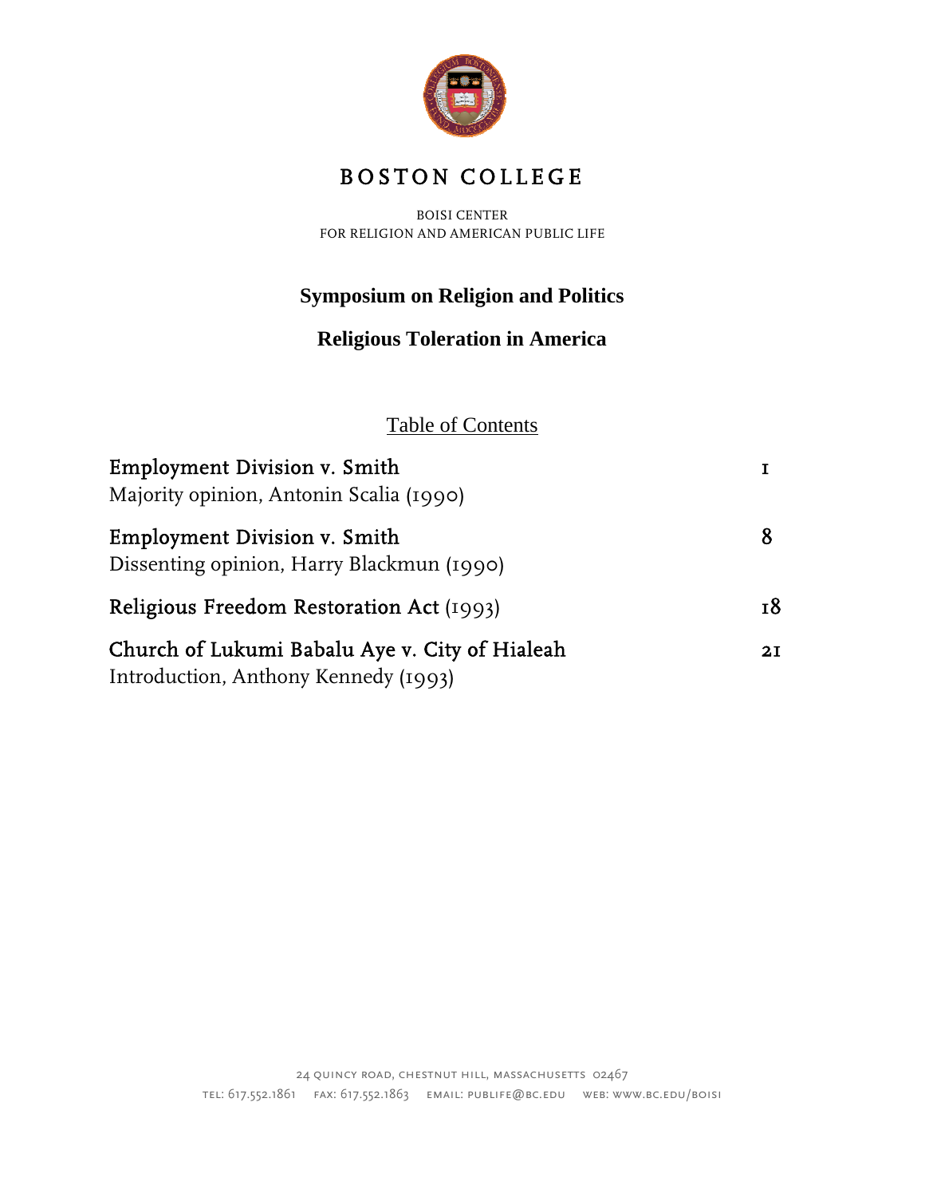# BOSTON COLLEGE

BOISI CENTER
FOR RELIGION AND AMERICAN PUBLIC LIFE

## Symposium on Religion and Politics

## Religious Toleration in America

Table of Contents

| | |
|---|---|
| **Employment Division v. Smith**<br>Majority opinion, Antonin Scalia (1990) | 1 |
| **Employment Division v. Smith**<br>Dissenting opinion, Harry Blackmun (1990) | 8 |
| **Religious Freedom Restoration Act** (1993) | 18 |
| **Church of Lukumi Babalu Aye v. City of Hialeah**<br>Introduction, Anthony Kennedy (1993) | 21 |

24 Quincy Road, Chestnut Hill, Massachusetts 02467
tel: 617.552.1861 fax: 617.552.1863 email: publife@bc.edu web: www.bc.edu/boisi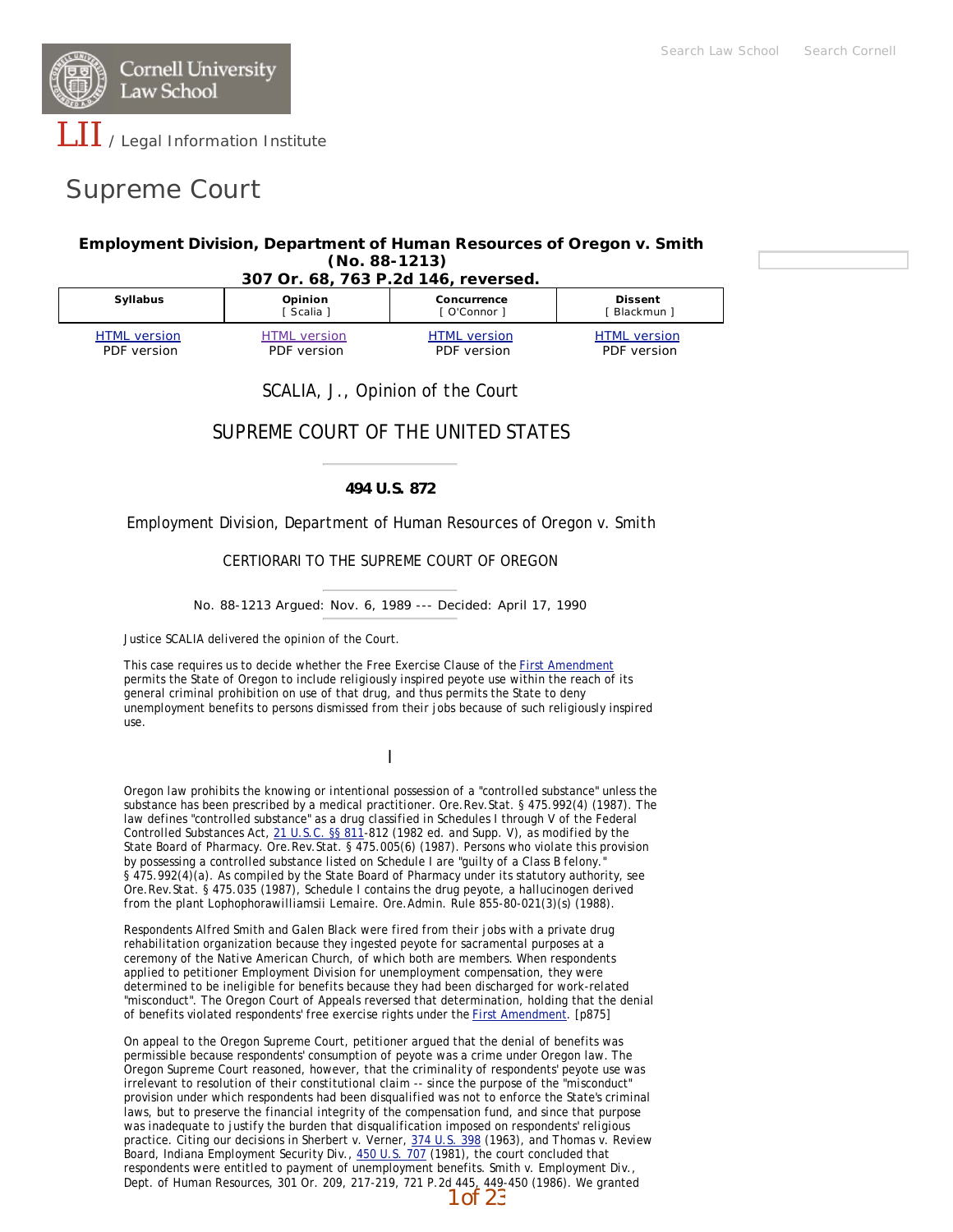Cornell University Law School

LII / Legal Information Institute

# Supreme Court

**Employment Division, Department of Human Resources of Oregon v. Smith (No. 88-1213)**
**307 Or. 68, 763 P.2d 146, reversed.**

| Syllabus | Opinion [ Scalia ] | Concurrence [ O'Connor ] | Dissent [ Blackmun ] |
|---|---|---|---|
| HTML version | HTML version | HTML version | HTML version |
| PDF version | PDF version | PDF version | PDF version |

SCALIA, J., Opinion of the Court

## SUPREME COURT OF THE UNITED STATES

**494 U.S. 872**

Employment Division, Department of Human Resources of Oregon v. Smith

CERTIORARI TO THE SUPREME COURT OF OREGON

No. 88-1213 Argued: Nov. 6, 1989 --- Decided: April 17, 1990

Justice SCALIA delivered the opinion of the Court.

This case requires us to decide whether the Free Exercise Clause of the First Amendment permits the State of Oregon to include religiously inspired peyote use within the reach of its general criminal prohibition on use of that drug, and thus permits the State to deny unemployment benefits to persons dismissed from their jobs because of such religiously inspired use.

I

Oregon law prohibits the knowing or intentional possession of a "controlled substance" unless the substance has been prescribed by a medical practitioner. Ore.Rev.Stat. § 475.992(4) (1987). The law defines "controlled substance" as a drug classified in Schedules I through V of the Federal Controlled Substances Act, 21 U.S.C. §§ 811-812 (1982 ed. and Supp. V), as modified by the State Board of Pharmacy. Ore.Rev.Stat. § 475.005(6) (1987). Persons who violate this provision by possessing a controlled substance listed on Schedule I are "guilty of a Class B felony." § 475.992(4)(a). As compiled by the State Board of Pharmacy under its statutory authority, see Ore.Rev.Stat. § 475.035 (1987), Schedule I contains the drug peyote, a hallucinogen derived from the plant Lophophorawilliamsii Lemaire. Ore.Admin. Rule 855-80-021(3)(s) (1988).

Respondents Alfred Smith and Galen Black were fired from their jobs with a private drug rehabilitation organization because they ingested peyote for sacramental purposes at a ceremony of the Native American Church, of which both are members. When respondents applied to petitioner Employment Division for unemployment compensation, they were determined to be ineligible for benefits because they had been discharged for work-related "misconduct". The Oregon Court of Appeals reversed that determination, holding that the denial of benefits violated respondents' free exercise rights under the First Amendment. [p875]

On appeal to the Oregon Supreme Court, petitioner argued that the denial of benefits was permissible because respondents' consumption of peyote was a crime under Oregon law. The Oregon Supreme Court reasoned, however, that the criminality of respondents' peyote use was irrelevant to resolution of their constitutional claim -- since the purpose of the "misconduct" provision under which respondents had been disqualified was not to enforce the State's criminal laws, but to preserve the financial integrity of the compensation fund, and since that purpose was inadequate to justify the burden that disqualification imposed on respondents' religious practice. Citing our decisions in Sherbert v. Verner, 374 U.S. 398 (1963), and Thomas v. Review Board, Indiana Employment Security Div., 450 U.S. 707 (1981), the court concluded that respondents were entitled to payment of unemployment benefits. Smith v. Employment Div., Dept. of Human Resources, 301 Or. 209, 217-219, 721 P.2d 445, 449-450 (1986). We granted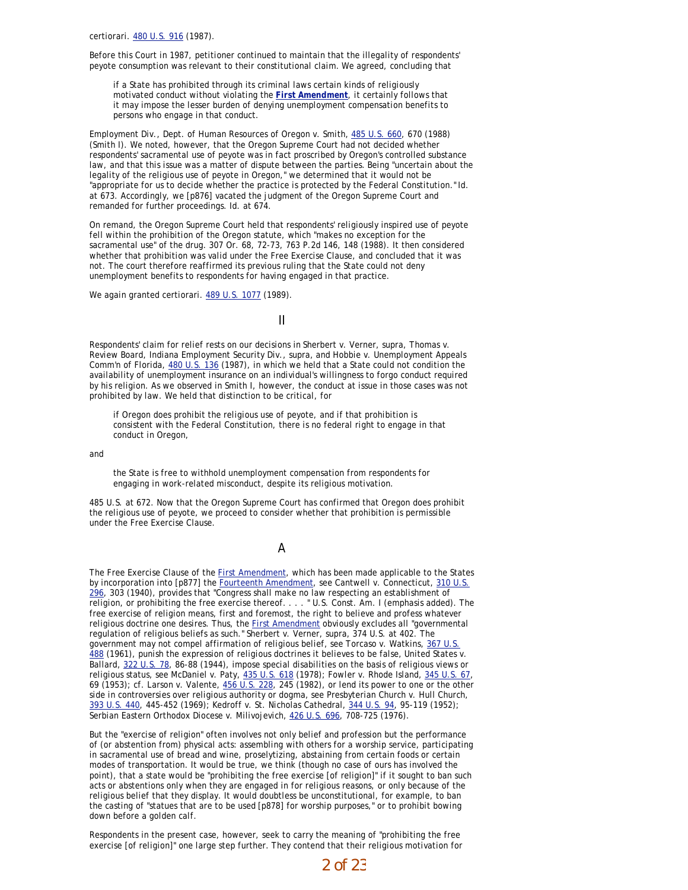certiorari. 480 U.S. 916 (1987).

Before this Court in 1987, petitioner continued to maintain that the illegality of respondents' peyote consumption was relevant to their constitutional claim. We agreed, concluding that

> if a State has prohibited through its criminal laws certain kinds of religiously motivated conduct without violating the **First Amendment**, it certainly follows that it may impose the lesser burden of denying unemployment compensation benefits to persons who engage in that conduct.

Employment Div., Dept. of Human Resources of Oregon v. Smith, 485 U.S. 660, 670 (1988) (Smith I). We noted, however, that the Oregon Supreme Court had not decided whether respondents' sacramental use of peyote was in fact proscribed by Oregon's controlled substance law, and that this issue was a matter of dispute between the parties. Being "uncertain about the legality of the religious use of peyote in Oregon," we determined that it would not be "appropriate for us to decide whether the practice is protected by the Federal Constitution." Id. at 673. Accordingly, we [p876] vacated the judgment of the Oregon Supreme Court and remanded for further proceedings. Id. at 674.

On remand, the Oregon Supreme Court held that respondents' religiously inspired use of peyote fell within the prohibition of the Oregon statute, which "makes no exception for the sacramental use" of the drug. 307 Or. 68, 72-73, 763 P.2d 146, 148 (1988). It then considered whether that prohibition was valid under the Free Exercise Clause, and concluded that it was not. The court therefore reaffirmed its previous ruling that the State could not deny unemployment benefits to respondents for having engaged in that practice.

We again granted certiorari. 489 U.S. 1077 (1989).

## II

Respondents' claim for relief rests on our decisions in Sherbert v. Verner, supra, Thomas v. Review Board, Indiana Employment Security Div., supra, and Hobbie v. Unemployment Appeals Comm'n of Florida, 480 U.S. 136 (1987), in which we held that a State could not condition the availability of unemployment insurance on an individual's willingness to forgo conduct required by his religion. As we observed in Smith I, however, the conduct at issue in those cases was not prohibited by law. We held that distinction to be critical, for

> if Oregon does prohibit the religious use of peyote, and if that prohibition is consistent with the Federal Constitution, there is no federal right to engage in that conduct in Oregon,

and

> the State is free to withhold unemployment compensation from respondents for engaging in work-related misconduct, despite its religious motivation.

485 U.S. at 672. Now that the Oregon Supreme Court has confirmed that Oregon does prohibit the religious use of peyote, we proceed to consider whether that prohibition is permissible under the Free Exercise Clause.

### A

The Free Exercise Clause of the First Amendment, which has been made applicable to the States by incorporation into [p877] the Fourteenth Amendment, see Cantwell v. Connecticut, 310 U.S. 296, 303 (1940), provides that "Congress shall make no law respecting an establishment of religion, or prohibiting the free exercise thereof. . . . " U.S. Const. Am. I (emphasis added). The free exercise of religion means, first and foremost, the right to believe and profess whatever religious doctrine one desires. Thus, the First Amendment obviously excludes all "governmental regulation of religious beliefs as such." Sherbert v. Verner, supra, 374 U.S. at 402. The government may not compel affirmation of religious belief, see Torcaso v. Watkins, 367 U.S. 488 (1961), punish the expression of religious doctrines it believes to be false, United States v. Ballard, 322 U.S. 78, 86-88 (1944), impose special disabilities on the basis of religious views or religious status, see McDaniel v. Paty, 435 U.S. 618 (1978); Fowler v. Rhode Island, 345 U.S. 67, 69 (1953); cf. Larson v. Valente, 456 U.S. 228, 245 (1982), or lend its power to one or the other side in controversies over religious authority or dogma, see Presbyterian Church v. Hull Church, 393 U.S. 440, 445-452 (1969); Kedroff v. St. Nicholas Cathedral, 344 U.S. 94, 95-119 (1952); Serbian Eastern Orthodox Diocese v. Milivojevich, 426 U.S. 696, 708-725 (1976).

But the "exercise of religion" often involves not only belief and profession but the performance of (or abstention from) physical acts: assembling with others for a worship service, participating in sacramental use of bread and wine, proselytizing, abstaining from certain foods or certain modes of transportation. It would be true, we think (though no case of ours has involved the point), that a state would be "prohibiting the free exercise [of religion]" if it sought to ban such acts or abstentions only when they are engaged in for religious reasons, or only because of the religious belief that they display. It would doubtless be unconstitutional, for example, to ban the casting of "statues that are to be used [p878] for worship purposes," or to prohibit bowing down before a golden calf.

Respondents in the present case, however, seek to carry the meaning of "prohibiting the free exercise [of religion]" one large step further. They contend that their religious motivation for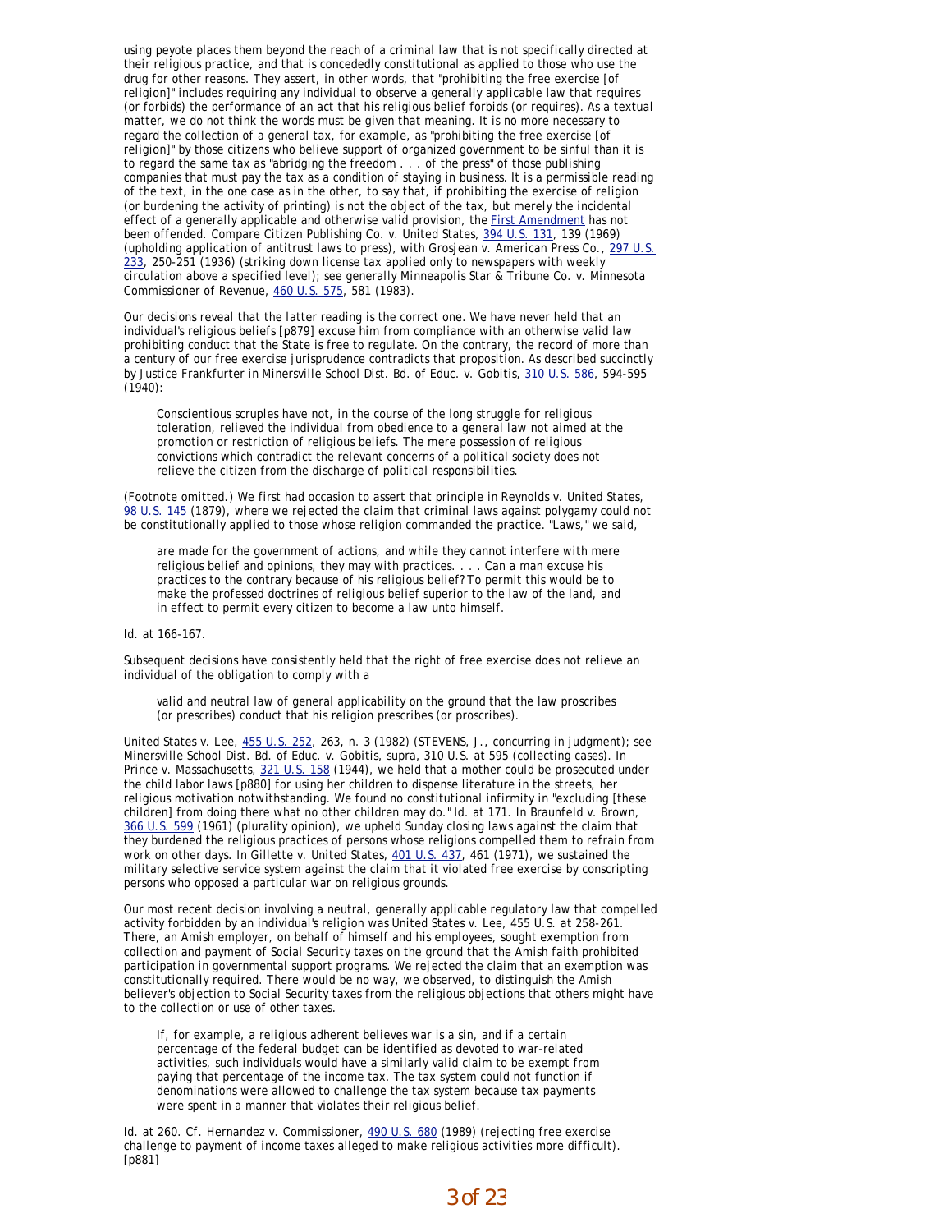using peyote places them beyond the reach of a criminal law that is not specifically directed at their religious practice, and that is concededly constitutional as applied to those who use the drug for other reasons. They assert, in other words, that "prohibiting the free exercise [of religion]" includes requiring any individual to observe a generally applicable law that requires (or forbids) the performance of an act that his religious belief forbids (or requires). As a textual matter, we do not think the words must be given that meaning. It is no more necessary to regard the collection of a general tax, for example, as "prohibiting the free exercise [of religion]" by those citizens who believe support of organized government to be sinful than it is to regard the same tax as "abridging the freedom . . . of the press" of those publishing companies that must pay the tax as a condition of staying in business. It is a permissible reading of the text, in the one case as in the other, to say that, if prohibiting the exercise of religion (or burdening the activity of printing) is not the object of the tax, but merely the incidental effect of a generally applicable and otherwise valid provision, the First Amendment has not been offended. Compare Citizen Publishing Co. v. United States, 394 U.S. 131, 139 (1969) (upholding application of antitrust laws to press), with Grosjean v. American Press Co., 297 U.S. 233, 250-251 (1936) (striking down license tax applied only to newspapers with weekly circulation above a specified level); see generally Minneapolis Star & Tribune Co. v. Minnesota Commissioner of Revenue, 460 U.S. 575, 581 (1983).

Our decisions reveal that the latter reading is the correct one. We have never held that an individual's religious beliefs [p879] excuse him from compliance with an otherwise valid law prohibiting conduct that the State is free to regulate. On the contrary, the record of more than a century of our free exercise jurisprudence contradicts that proposition. As described succinctly by Justice Frankfurter in Minersville School Dist. Bd. of Educ. v. Gobitis, 310 U.S. 586, 594-595 (1940):

> Conscientious scruples have not, in the course of the long struggle for religious toleration, relieved the individual from obedience to a general law not aimed at the promotion or restriction of religious beliefs. The mere possession of religious convictions which contradict the relevant concerns of a political society does not relieve the citizen from the discharge of political responsibilities.

(Footnote omitted.) We first had occasion to assert that principle in Reynolds v. United States, 98 U.S. 145 (1879), where we rejected the claim that criminal laws against polygamy could not be constitutionally applied to those whose religion commanded the practice. "Laws," we said,

> are made for the government of actions, and while they cannot interfere with mere religious belief and opinions, they may with practices. . . . Can a man excuse his practices to the contrary because of his religious belief? To permit this would be to make the professed doctrines of religious belief superior to the law of the land, and in effect to permit every citizen to become a law unto himself.

Id. at 166-167.

Subsequent decisions have consistently held that the right of free exercise does not relieve an individual of the obligation to comply with a

> valid and neutral law of general applicability on the ground that the law proscribes (or prescribes) conduct that his religion prescribes (or proscribes).

United States v. Lee, 455 U.S. 252, 263, n. 3 (1982) (STEVENS, J., concurring in judgment); see Minersville School Dist. Bd. of Educ. v. Gobitis, supra, 310 U.S. at 595 (collecting cases). In Prince v. Massachusetts, 321 U.S. 158 (1944), we held that a mother could be prosecuted under the child labor laws [p880] for using her children to dispense literature in the streets, her religious motivation notwithstanding. We found no constitutional infirmity in "excluding [these children] from doing there what no other children may do." Id. at 171. In Braunfeld v. Brown, 366 U.S. 599 (1961) (plurality opinion), we upheld Sunday closing laws against the claim that they burdened the religious practices of persons whose religions compelled them to refrain from work on other days. In Gillette v. United States, 401 U.S. 437, 461 (1971), we sustained the military selective service system against the claim that it violated free exercise by conscripting persons who opposed a particular war on religious grounds.

Our most recent decision involving a neutral, generally applicable regulatory law that compelled activity forbidden by an individual's religion was United States v. Lee, 455 U.S. at 258-261. There, an Amish employer, on behalf of himself and his employees, sought exemption from collection and payment of Social Security taxes on the ground that the Amish faith prohibited participation in governmental support programs. We rejected the claim that an exemption was constitutionally required. There would be no way, we observed, to distinguish the Amish believer's objection to Social Security taxes from the religious objections that others might have to the collection or use of other taxes.

> If, for example, a religious adherent believes war is a sin, and if a certain percentage of the federal budget can be identified as devoted to war-related activities, such individuals would have a similarly valid claim to be exempt from paying that percentage of the income tax. The tax system could not function if denominations were allowed to challenge the tax system because tax payments were spent in a manner that violates their religious belief.

Id. at 260. Cf. Hernandez v. Commissioner, 490 U.S. 680 (1989) (rejecting free exercise challenge to payment of income taxes alleged to make religious activities more difficult). [p881]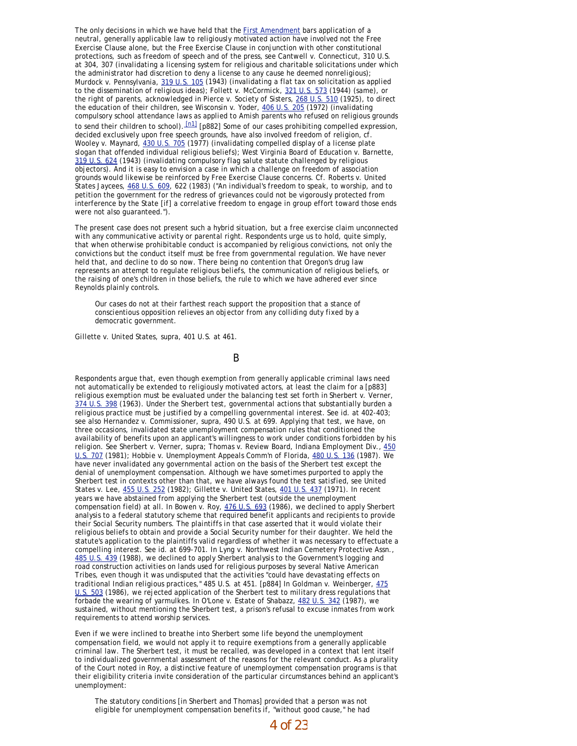The only decisions in which we have held that the First Amendment bars application of a neutral, generally applicable law to religiously motivated action have involved not the Free Exercise Clause alone, but the Free Exercise Clause in conjunction with other constitutional protections, such as freedom of speech and of the press, see Cantwell v. Connecticut, 310 U.S. at 304, 307 (invalidating a licensing system for religious and charitable solicitations under which the administrator had discretion to deny a license to any cause he deemed nonreligious); Murdock v. Pennsylvania, 319 U.S. 105 (1943) (invalidating a flat tax on solicitation as applied to the dissemination of religious ideas); Follett v. McCormick, 321 U.S. 573 (1944) (same), or the right of parents, acknowledged in Pierce v. Society of Sisters, 268 U.S. 510 (1925), to direct the education of their children, see Wisconsin v. Yoder, 406 U.S. 205 (1972) (invalidating compulsory school attendance laws as applied to Amish parents who refused on religious grounds to send their children to school).[n1] [p882] Some of our cases prohibiting compelled expression, decided exclusively upon free speech grounds, have also involved freedom of religion, cf. Wooley v. Maynard, 430 U.S. 705 (1977) (invalidating compelled display of a license plate slogan that offended individual religious beliefs); West Virginia Board of Education v. Barnette, 319 U.S. 624 (1943) (invalidating compulsory flag salute statute challenged by religious objectors). And it is easy to envision a case in which a challenge on freedom of association grounds would likewise be reinforced by Free Exercise Clause concerns. Cf. Roberts v. United States Jaycees, 468 U.S. 609, 622 (1983) ("An individual's freedom to speak, to worship, and to petition the government for the redress of grievances could not be vigorously protected from interference by the State [if] a correlative freedom to engage in group effort toward those ends were not also guaranteed.").

The present case does not present such a hybrid situation, but a free exercise claim unconnected with any communicative activity or parental right. Respondents urge us to hold, quite simply, that when otherwise prohibitable conduct is accompanied by religious convictions, not only the convictions but the conduct itself must be free from governmental regulation. We have never held that, and decline to do so now. There being no contention that Oregon's drug law represents an attempt to regulate religious beliefs, the communication of religious beliefs, or the raising of one's children in those beliefs, the rule to which we have adhered ever since Reynolds plainly controls.

> Our cases do not at their farthest reach support the proposition that a stance of conscientious opposition relieves an objector from any colliding duty fixed by a democratic government.

Gillette v. United States, supra, 401 U.S. at 461.

## B

Respondents argue that, even though exemption from generally applicable criminal laws need not automatically be extended to religiously motivated actors, at least the claim for a [p883] religious exemption must be evaluated under the balancing test set forth in Sherbert v. Verner, 374 U.S. 398 (1963). Under the Sherbert test, governmental actions that substantially burden a religious practice must be justified by a compelling governmental interest. See id. at 402-403; see also Hernandez v. Commissioner, supra, 490 U.S. at 699. Applying that test, we have, on three occasions, invalidated state unemployment compensation rules that conditioned the availability of benefits upon an applicant's willingness to work under conditions forbidden by his religion. See Sherbert v. Verner, supra; Thomas v. Review Board, Indiana Employment Div., 450 U.S. 707 (1981); Hobbie v. Unemployment Appeals Comm'n of Florida, 480 U.S. 136 (1987). We have never invalidated any governmental action on the basis of the Sherbert test except the denial of unemployment compensation. Although we have sometimes purported to apply the Sherbert test in contexts other than that, we have always found the test satisfied, see United States v. Lee, 455 U.S. 252 (1982); Gillette v. United States, 401 U.S. 437 (1971). In recent years we have abstained from applying the Sherbert test (outside the unemployment compensation field) at all. In Bowen v. Roy, 476 U.S. 693 (1986), we declined to apply Sherbert analysis to a federal statutory scheme that required benefit applicants and recipients to provide their Social Security numbers. The plaintiffs in that case asserted that it would violate their religious beliefs to obtain and provide a Social Security number for their daughter. We held the statute's application to the plaintiffs valid regardless of whether it was necessary to effectuate a compelling interest. See id. at 699-701. In Lyng v. Northwest Indian Cemetery Protective Assn., 485 U.S. 439 (1988), we declined to apply Sherbert analysis to the Government's logging and road construction activities on lands used for religious purposes by several Native American Tribes, even though it was undisputed that the activities "could have devastating effects on traditional Indian religious practices," 485 U.S. at 451. [p884] In Goldman v. Weinberger, 475 U.S. 503 (1986), we rejected application of the Sherbert test to military dress regulations that forbade the wearing of yarmulkes. In O'Lone v. Estate of Shabazz, 482 U.S. 342 (1987), we sustained, without mentioning the Sherbert test, a prison's refusal to excuse inmates from work requirements to attend worship services.

Even if we were inclined to breathe into Sherbert some life beyond the unemployment compensation field, we would not apply it to require exemptions from a generally applicable criminal law. The Sherbert test, it must be recalled, was developed in a context that lent itself to individualized governmental assessment of the reasons for the relevant conduct. As a plurality of the Court noted in Roy, a distinctive feature of unemployment compensation programs is that their eligibility criteria invite consideration of the particular circumstances behind an applicant's unemployment:

> The statutory conditions [in Sherbert and Thomas] provided that a person was not eligible for unemployment compensation benefits if, "without good cause," he had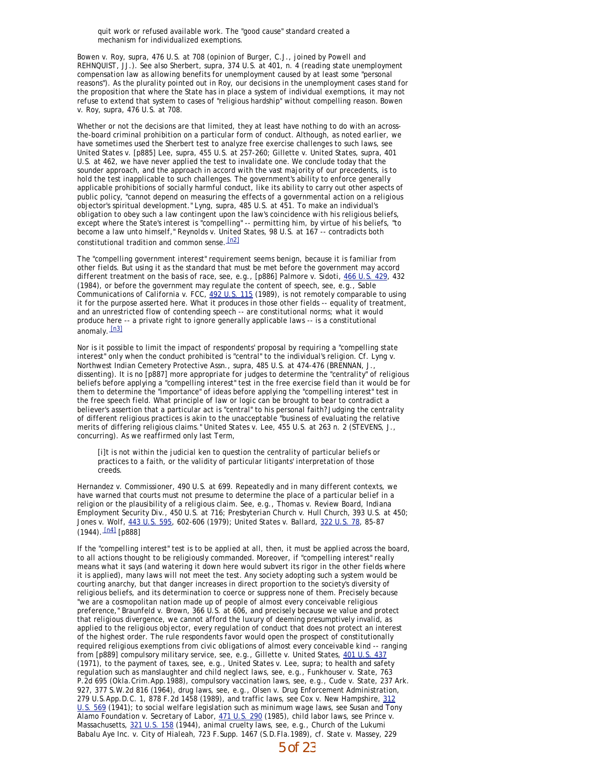> quit work or refused available work. The "good cause" standard created a mechanism for individualized exemptions.

Bowen v. Roy, supra, 476 U.S. at 708 (opinion of Burger, C.J., joined by Powell and REHNQUIST, JJ.). See also Sherbert, supra, 374 U.S. at 401, n. 4 (reading state unemployment compensation law as allowing benefits for unemployment caused by at least some "personal reasons"). As the plurality pointed out in Roy, our decisions in the unemployment cases stand for the proposition that where the State has in place a system of individual exemptions, it may not refuse to extend that system to cases of "religious hardship" without compelling reason. Bowen v. Roy, supra, 476 U.S. at 708.

Whether or not the decisions are that limited, they at least have nothing to do with an across-the-board criminal prohibition on a particular form of conduct. Although, as noted earlier, we have sometimes used the Sherbert test to analyze free exercise challenges to such laws, see United States v. [p885] Lee, supra, 455 U.S. at 257-260; Gillette v. United States, supra, 401 U.S. at 462, we have never applied the test to invalidate one. We conclude today that the sounder approach, and the approach in accord with the vast majority of our precedents, is to hold the test inapplicable to such challenges. The government's ability to enforce generally applicable prohibitions of socially harmful conduct, like its ability to carry out other aspects of public policy, "cannot depend on measuring the effects of a governmental action on a religious objector's spiritual development." Lyng, supra, 485 U.S. at 451. To make an individual's obligation to obey such a law contingent upon the law's coincidence with his religious beliefs, except where the State's interest is "compelling" -- permitting him, by virtue of his beliefs, "to become a law unto himself," Reynolds v. United States, 98 U.S. at 167 -- contradicts both constitutional tradition and common sense.[n2]

The "compelling government interest" requirement seems benign, because it is familiar from other fields. But using it as the standard that must be met before the government may accord different treatment on the basis of race, see, e.g., [p886] Palmore v. Sidoti, 466 U.S. 429, 432 (1984), or before the government may regulate the content of speech, see, e.g., Sable Communications of California v. FCC, 492 U.S. 115 (1989), is not remotely comparable to using it for the purpose asserted here. What it produces in those other fields -- equality of treatment, and an unrestricted flow of contending speech -- are constitutional norms; what it would produce here -- a private right to ignore generally applicable laws -- is a constitutional anomaly.[n3]

Nor is it possible to limit the impact of respondents' proposal by requiring a "compelling state interest" only when the conduct prohibited is "central" to the individual's religion. Cf. Lyng v. Northwest Indian Cemetery Protective Assn., supra, 485 U.S. at 474-476 (BRENNAN, J., dissenting). It is no [p887] more appropriate for judges to determine the "centrality" of religious beliefs before applying a "compelling interest" test in the free exercise field than it would be for them to determine the "importance" of ideas before applying the "compelling interest" test in the free speech field. What principle of law or logic can be brought to bear to contradict a believer's assertion that a particular act is "central" to his personal faith? Judging the centrality of different religious practices is akin to the unacceptable "business of evaluating the relative merits of differing religious claims." United States v. Lee, 455 U.S. at 263 n. 2 (STEVENS, J., concurring). As we reaffirmed only last Term,

> [i]t is not within the judicial ken to question the centrality of particular beliefs or practices to a faith, or the validity of particular litigants' interpretation of those creeds.

Hernandez v. Commissioner, 490 U.S. at 699. Repeatedly and in many different contexts, we have warned that courts must not presume to determine the place of a particular belief in a religion or the plausibility of a religious claim. See, e.g., Thomas v. Review Board, Indiana Employment Security Div., 450 U.S. at 716; Presbyterian Church v. Hull Church, 393 U.S. at 450; Jones v. Wolf, 443 U.S. 595, 602-606 (1979); United States v. Ballard, 322 U.S. 78, 85-87 (1944).[n4] [p888]

If the "compelling interest" test is to be applied at all, then, it must be applied across the board, to all actions thought to be religiously commanded. Moreover, if "compelling interest" really means what it says (and watering it down here would subvert its rigor in the other fields where it is applied), many laws will not meet the test. Any society adopting such a system would be courting anarchy, but that danger increases in direct proportion to the society's diversity of religious beliefs, and its determination to coerce or suppress none of them. Precisely because "we are a cosmopolitan nation made up of people of almost every conceivable religious preference," Braunfeld v. Brown, 366 U.S. at 606, and precisely because we value and protect that religious divergence, we cannot afford the luxury of deeming presumptively invalid, as applied to the religious objector, every regulation of conduct that does not protect an interest of the highest order. The rule respondents favor would open the prospect of constitutionally required religious exemptions from civic obligations of almost every conceivable kind -- ranging from [p889] compulsory military service, see, e.g., Gillette v. United States, 401 U.S. 437 (1971), to the payment of taxes, see, e.g., United States v. Lee, supra; to health and safety regulation such as manslaughter and child neglect laws, see, e.g., Funkhouser v. State, 763 P.2d 695 (Okla.Crim.App.1988), compulsory vaccination laws, see, e.g., Cude v. State, 237 Ark. 927, 377 S.W.2d 816 (1964), drug laws, see, e.g., Olsen v. Drug Enforcement Administration, 279 U.S.App.D.C. 1, 878 F.2d 1458 (1989), and traffic laws, see Cox v. New Hampshire, 312 U.S. 569 (1941); to social welfare legislation such as minimum wage laws, see Susan and Tony Alamo Foundation v. Secretary of Labor, 471 U.S. 290 (1985), child labor laws, see Prince v. Massachusetts, 321 U.S. 158 (1944), animal cruelty laws, see, e.g., Church of the Lukumi Babalu Aye Inc. v. City of Hialeah, 723 F.Supp. 1467 (S.D.Fla.1989), cf. State v. Massey, 229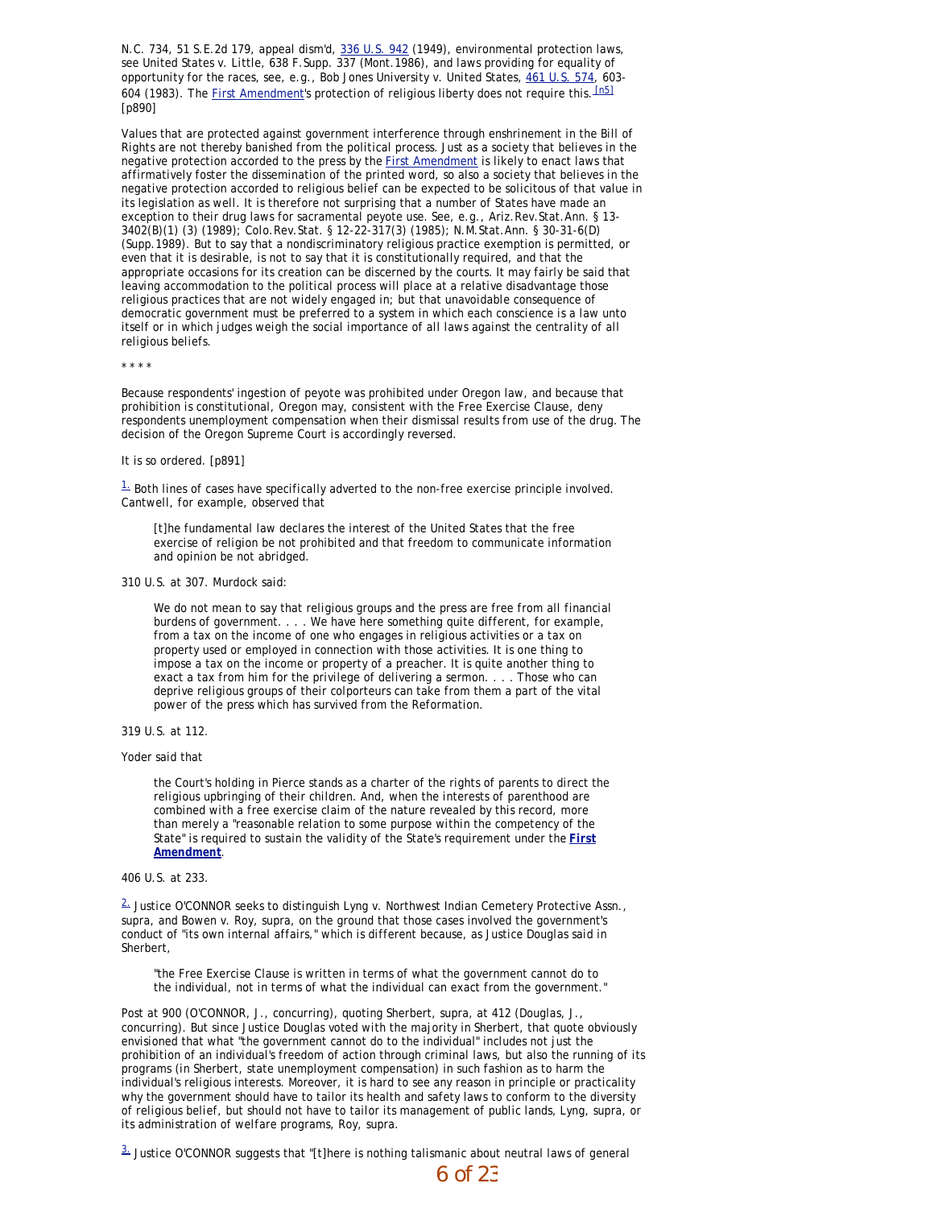N.C. 734, 51 S.E.2d 179, appeal dism'd, 336 U.S. 942 (1949), environmental protection laws, see United States v. Little, 638 F.Supp. 337 (Mont.1986), and laws providing for equality of opportunity for the races, see, e.g., Bob Jones University v. United States, 461 U.S. 574, 603-604 (1983). The First Amendment's protection of religious liberty does not require this.[n5] [p890]

Values that are protected against government interference through enshrinement in the Bill of Rights are not thereby banished from the political process. Just as a society that believes in the negative protection accorded to the press by the First Amendment is likely to enact laws that affirmatively foster the dissemination of the printed word, so also a society that believes in the negative protection accorded to religious belief can be expected to be solicitous of that value in its legislation as well. It is therefore not surprising that a number of States have made an exception to their drug laws for sacramental peyote use. See, e.g., Ariz.Rev.Stat.Ann. § 13-3402(B)(1) (3) (1989); Colo.Rev.Stat. § 12-22-317(3) (1985); N.M.Stat.Ann. § 30-31-6(D) (Supp.1989). But to say that a nondiscriminatory religious practice exemption is permitted, or even that it is desirable, is not to say that it is constitutionally required, and that the appropriate occasions for its creation can be discerned by the courts. It may fairly be said that leaving accommodation to the political process will place at a relative disadvantage those religious practices that are not widely engaged in; but that unavoidable consequence of democratic government must be preferred to a system in which each conscience is a law unto itself or in which judges weigh the social importance of all laws against the centrality of all religious beliefs.

* * * *

Because respondents' ingestion of peyote was prohibited under Oregon law, and because that prohibition is constitutional, Oregon may, consistent with the Free Exercise Clause, deny respondents unemployment compensation when their dismissal results from use of the drug. The decision of the Oregon Supreme Court is accordingly reversed.

It is so ordered. [p891]

1. Both lines of cases have specifically adverted to the non-free exercise principle involved. Cantwell, for example, observed that

> [t]he fundamental law declares the interest of the United States that the free exercise of religion be not prohibited and that freedom to communicate information and opinion be not abridged.

310 U.S. at 307. Murdock said:

> We do not mean to say that religious groups and the press are free from all financial burdens of government. . . . We have here something quite different, for example, from a tax on the income of one who engages in religious activities or a tax on property used or employed in connection with those activities. It is one thing to impose a tax on the income or property of a preacher. It is quite another thing to exact a tax from him for the privilege of delivering a sermon. . . . Those who can deprive religious groups of their colporteurs can take from them a part of the vital power of the press which has survived from the Reformation.

319 U.S. at 112.

Yoder said that

> the Court's holding in Pierce stands as a charter of the rights of parents to direct the religious upbringing of their children. And, when the interests of parenthood are combined with a free exercise claim of the nature revealed by this record, more than merely a "reasonable relation to some purpose within the competency of the State" is required to sustain the validity of the State's requirement under the **First Amendment**.

406 U.S. at 233.

2. Justice O'CONNOR seeks to distinguish Lyng v. Northwest Indian Cemetery Protective Assn., supra, and Bowen v. Roy, supra, on the ground that those cases involved the government's conduct of "its own internal affairs," which is different because, as Justice Douglas said in Sherbert,

> "the Free Exercise Clause is written in terms of what the government cannot do to the individual, not in terms of what the individual can exact from the government."

Post at 900 (O'CONNOR, J., concurring), quoting Sherbert, supra, at 412 (Douglas, J., concurring). But since Justice Douglas voted with the majority in Sherbert, that quote obviously envisioned that what "the government cannot do to the individual" includes not just the prohibition of an individual's freedom of action through criminal laws, but also the running of its programs (in Sherbert, state unemployment compensation) in such fashion as to harm the individual's religious interests. Moreover, it is hard to see any reason in principle or practicality why the government should have to tailor its health and safety laws to conform to the diversity of religious belief, but should not have to tailor its management of public lands, Lyng, supra, or its administration of welfare programs, Roy, supra.

3. Justice O'CONNOR suggests that "[t]here is nothing talismanic about neutral laws of general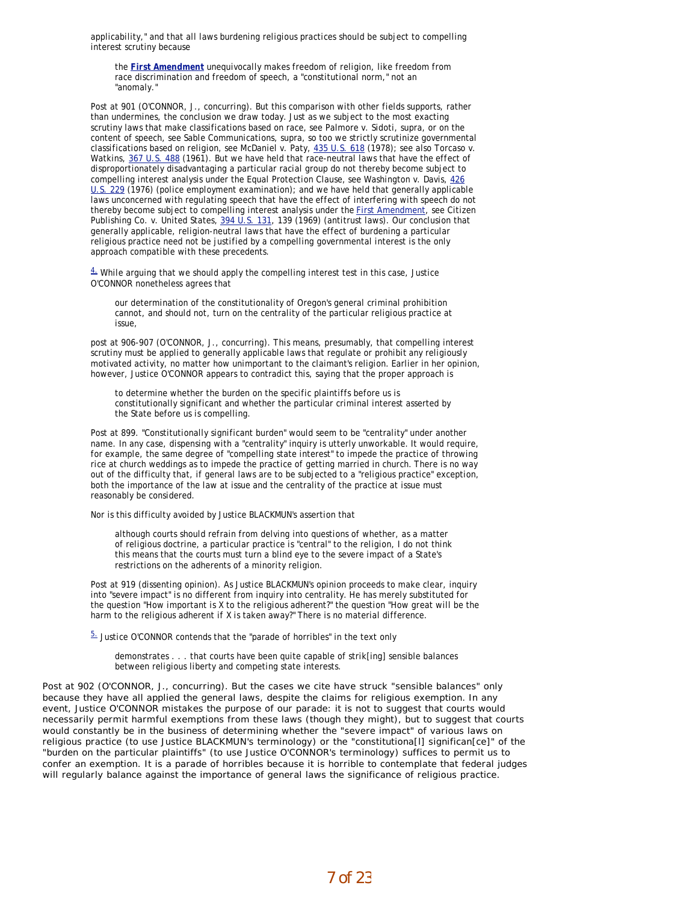applicability," and that all laws burdening religious practices should be subject to compelling interest scrutiny because

> the **First Amendment** unequivocally makes freedom of religion, like freedom from race discrimination and freedom of speech, a "constitutional norm," not an "anomaly."

Post at 901 (O'CONNOR, J., concurring). But this comparison with other fields supports, rather than undermines, the conclusion we draw today. Just as we subject to the most exacting scrutiny laws that make classifications based on race, see Palmore v. Sidoti, supra, or on the content of speech, see Sable Communications, supra, so too we strictly scrutinize governmental classifications based on religion, see McDaniel v. Paty, 435 U.S. 618 (1978); see also Torcaso v. Watkins, 367 U.S. 488 (1961). But we have held that race-neutral laws that have the effect of disproportionately disadvantaging a particular racial group do not thereby become subject to compelling interest analysis under the Equal Protection Clause, see Washington v. Davis, 426 U.S. 229 (1976) (police employment examination); and we have held that generally applicable laws unconcerned with regulating speech that have the effect of interfering with speech do not thereby become subject to compelling interest analysis under the First Amendment, see Citizen Publishing Co. v. United States, 394 U.S. 131, 139 (1969) (antitrust laws). Our conclusion that generally applicable, religion-neutral laws that have the effect of burdening a particular religious practice need not be justified by a compelling governmental interest is the only approach compatible with these precedents.

4. While arguing that we should apply the compelling interest test in this case, Justice O'CONNOR nonetheless agrees that

> our determination of the constitutionality of Oregon's general criminal prohibition cannot, and should not, turn on the centrality of the particular religious practice at issue,

post at 906-907 (O'CONNOR, J., concurring). This means, presumably, that compelling interest scrutiny must be applied to generally applicable laws that regulate or prohibit any religiously motivated activity, no matter how unimportant to the claimant's religion. Earlier in her opinion, however, Justice O'CONNOR appears to contradict this, saying that the proper approach is

> to determine whether the burden on the specific plaintiffs before us is constitutionally significant and whether the particular criminal interest asserted by the State before us is compelling.

Post at 899. "Constitutionally significant burden" would seem to be "centrality" under another name. In any case, dispensing with a "centrality" inquiry is utterly unworkable. It would require, for example, the same degree of "compelling state interest" to impede the practice of throwing rice at church weddings as to impede the practice of getting married in church. There is no way out of the difficulty that, if general laws are to be subjected to a "religious practice" exception, both the importance of the law at issue and the centrality of the practice at issue must reasonably be considered.

Nor is this difficulty avoided by Justice BLACKMUN's assertion that

> although courts should refrain from delving into questions of whether, as a matter of religious doctrine, a particular practice is "central" to the religion, I do not think this means that the courts must turn a blind eye to the severe impact of a State's restrictions on the adherents of a minority religion.

Post at 919 (dissenting opinion). As Justice BLACKMUN's opinion proceeds to make clear, inquiry into "severe impact" is no different from inquiry into centrality. He has merely substituted for the question "How important is X to the religious adherent?" the question "How great will be the harm to the religious adherent if X is taken away?" There is no material difference.

5. Justice O'CONNOR contends that the "parade of horribles" in the text only

> demonstrates . . . that courts have been quite capable of strik[ing] sensible balances between religious liberty and competing state interests.

Post at 902 (O'CONNOR, J., concurring). But the cases we cite have struck "sensible balances" only because they have all applied the general laws, despite the claims for religious exemption. In any event, Justice O'CONNOR mistakes the purpose of our parade: it is not to suggest that courts would necessarily permit harmful exemptions from these laws (though they might), but to suggest that courts would constantly be in the business of determining whether the "severe impact" of various laws on religious practice (to use Justice BLACKMUN's terminology) or the "constitutiona[l] significan[ce]" of the "burden on the particular plaintiffs" (to use Justice O'CONNOR's terminology) suffices to permit us to confer an exemption. It is a parade of horribles because it is horrible to contemplate that federal judges will regularly balance against the importance of general laws the significance of religious practice.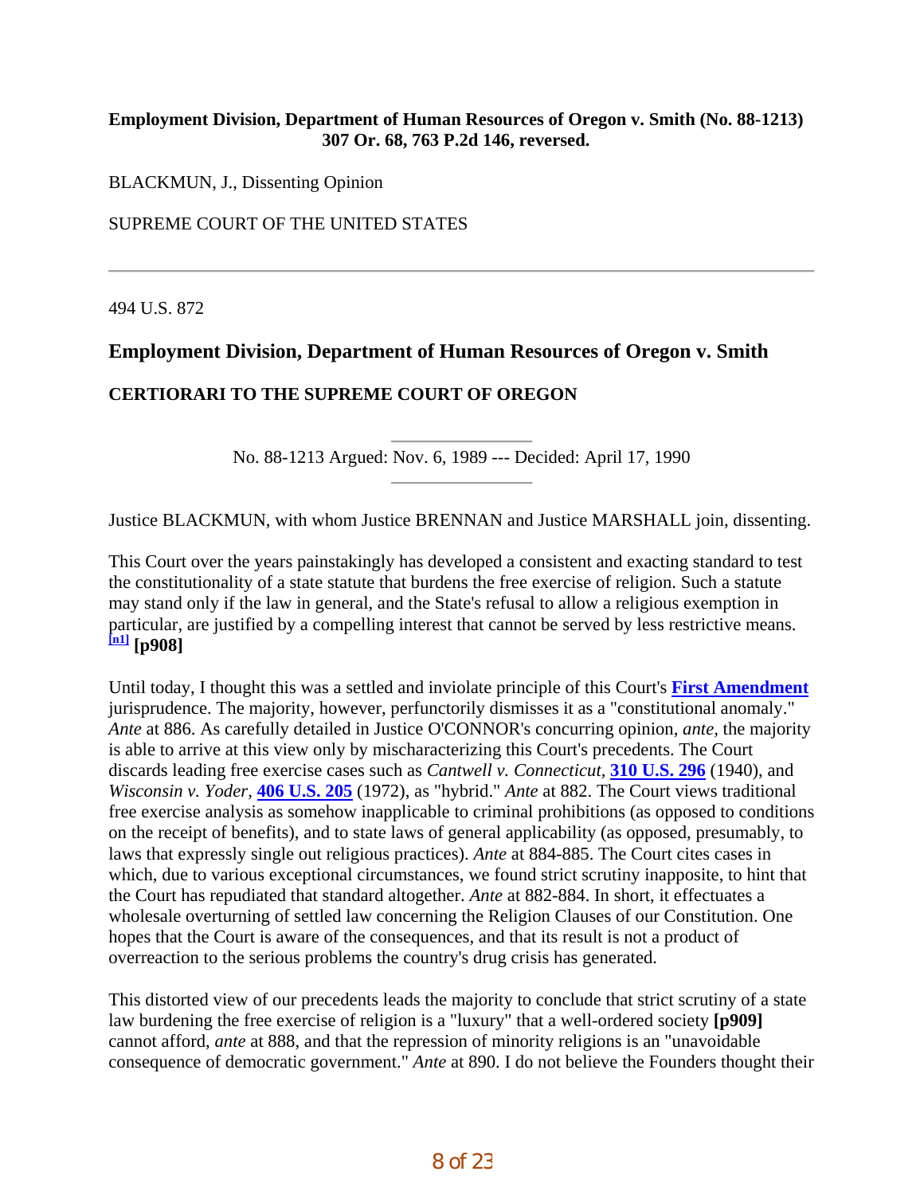**Employment Division, Department of Human Resources of Oregon v. Smith (No. 88-1213)**
**307 Or. 68, 763 P.2d 146, reversed.**

BLACKMUN, J., Dissenting Opinion

SUPREME COURT OF THE UNITED STATES

---

494 U.S. 872

## Employment Division, Department of Human Resources of Oregon v. Smith

### CERTIORARI TO THE SUPREME COURT OF OREGON

No. 88-1213 Argued: Nov. 6, 1989 --- Decided: April 17, 1990

Justice BLACKMUN, with whom Justice BRENNAN and Justice MARSHALL join, dissenting.

This Court over the years painstakingly has developed a consistent and exacting standard to test the constitutionality of a state statute that burdens the free exercise of religion. Such a statute may stand only if the law in general, and the State's refusal to allow a religious exemption in particular, are justified by a compelling interest that cannot be served by less restrictive means. [n1] **[p908]**

Until today, I thought this was a settled and inviolate principle of this Court's **First Amendment** jurisprudence. The majority, however, perfunctorily dismisses it as a "constitutional anomaly." *Ante* at 886. As carefully detailed in Justice O'CONNOR's concurring opinion, *ante*, the majority is able to arrive at this view only by mischaracterizing this Court's precedents. The Court discards leading free exercise cases such as *Cantwell v. Connecticut*, **310 U.S. 296** (1940), and *Wisconsin v. Yoder*, **406 U.S. 205** (1972), as "hybrid." *Ante* at 882. The Court views traditional free exercise analysis as somehow inapplicable to criminal prohibitions (as opposed to conditions on the receipt of benefits), and to state laws of general applicability (as opposed, presumably, to laws that expressly single out religious practices). *Ante* at 884-885. The Court cites cases in which, due to various exceptional circumstances, we found strict scrutiny inapposite, to hint that the Court has repudiated that standard altogether. *Ante* at 882-884. In short, it effectuates a wholesale overturning of settled law concerning the Religion Clauses of our Constitution. One hopes that the Court is aware of the consequences, and that its result is not a product of overreaction to the serious problems the country's drug crisis has generated.

This distorted view of our precedents leads the majority to conclude that strict scrutiny of a state law burdening the free exercise of religion is a "luxury" that a well-ordered society **[p909]** cannot afford, *ante* at 888, and that the repression of minority religions is an "unavoidable consequence of democratic government." *Ante* at 890. I do not believe the Founders thought their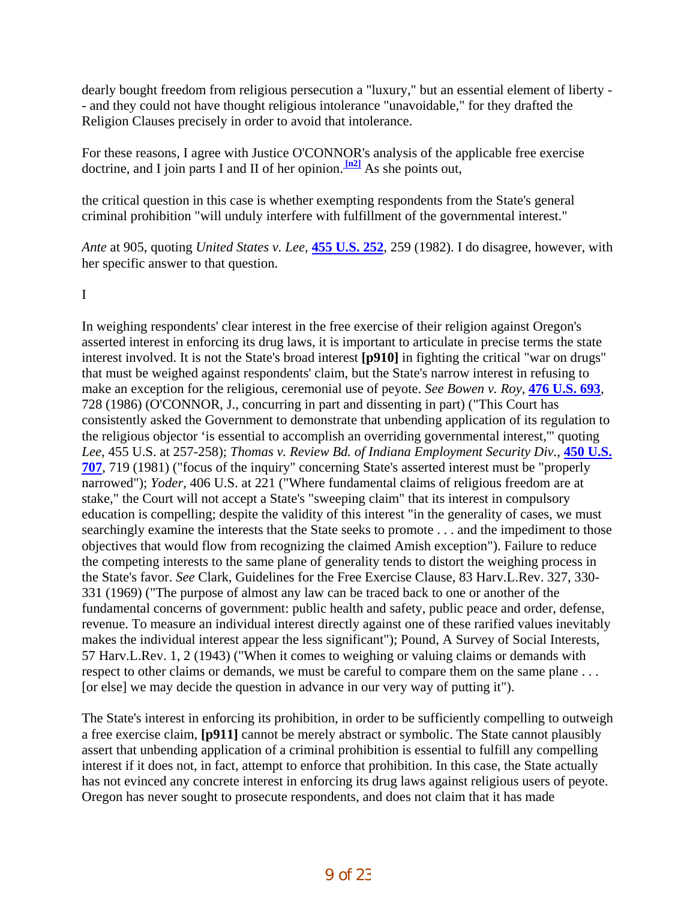dearly bought freedom from religious persecution a "luxury," but an essential element of liberty -- and they could not have thought religious intolerance "unavoidable," for they drafted the Religion Clauses precisely in order to avoid that intolerance.

For these reasons, I agree with Justice O'CONNOR's analysis of the applicable free exercise doctrine, and I join parts I and II of her opinion.[n2] As she points out,

the critical question in this case is whether exempting respondents from the State's general criminal prohibition "will unduly interfere with fulfillment of the governmental interest."

*Ante* at 905, quoting *United States v. Lee,* **455 U.S. 252**, 259 (1982). I do disagree, however, with her specific answer to that question.

I

In weighing respondents' clear interest in the free exercise of their religion against Oregon's asserted interest in enforcing its drug laws, it is important to articulate in precise terms the state interest involved. It is not the State's broad interest **[p910]** in fighting the critical "war on drugs" that must be weighed against respondents' claim, but the State's narrow interest in refusing to make an exception for the religious, ceremonial use of peyote. *See Bowen v. Roy,* **476 U.S. 693**, 728 (1986) (O'CONNOR, J., concurring in part and dissenting in part) ("This Court has consistently asked the Government to demonstrate that unbending application of its regulation to the religious objector 'is essential to accomplish an overriding governmental interest,'" quoting *Lee,* 455 U.S. at 257-258); *Thomas v. Review Bd. of Indiana Employment Security Div.,* **450 U.S. 707**, 719 (1981) ("focus of the inquiry" concerning State's asserted interest must be "properly narrowed"); *Yoder,* 406 U.S. at 221 ("Where fundamental claims of religious freedom are at stake," the Court will not accept a State's "sweeping claim" that its interest in compulsory education is compelling; despite the validity of this interest "in the generality of cases, we must searchingly examine the interests that the State seeks to promote . . . and the impediment to those objectives that would flow from recognizing the claimed Amish exception"). Failure to reduce the competing interests to the same plane of generality tends to distort the weighing process in the State's favor. *See* Clark, Guidelines for the Free Exercise Clause, 83 Harv.L.Rev. 327, 330-331 (1969) ("The purpose of almost any law can be traced back to one or another of the fundamental concerns of government: public health and safety, public peace and order, defense, revenue. To measure an individual interest directly against one of these rarified values inevitably makes the individual interest appear the less significant"); Pound, A Survey of Social Interests, 57 Harv.L.Rev. 1, 2 (1943) ("When it comes to weighing or valuing claims or demands with respect to other claims or demands, we must be careful to compare them on the same plane . . . [or else] we may decide the question in advance in our very way of putting it").

The State's interest in enforcing its prohibition, in order to be sufficiently compelling to outweigh a free exercise claim, **[p911]** cannot be merely abstract or symbolic. The State cannot plausibly assert that unbending application of a criminal prohibition is essential to fulfill any compelling interest if it does not, in fact, attempt to enforce that prohibition. In this case, the State actually has not evinced any concrete interest in enforcing its drug laws against religious users of peyote. Oregon has never sought to prosecute respondents, and does not claim that it has made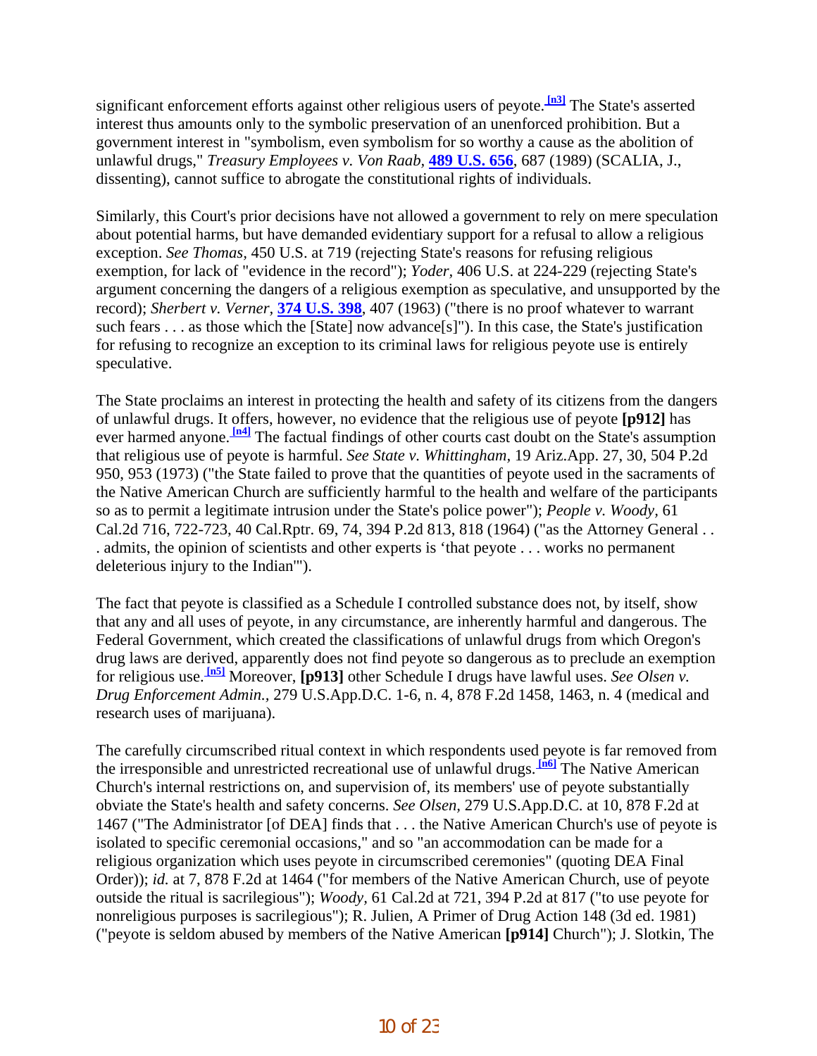significant enforcement efforts against other religious users of peyote.[n3] The State's asserted interest thus amounts only to the symbolic preservation of an unenforced prohibition. But a government interest in "symbolism, even symbolism for so worthy a cause as the abolition of unlawful drugs," *Treasury Employees v. Von Raab*, **489 U.S. 656**, 687 (1989) (SCALIA, J., dissenting), cannot suffice to abrogate the constitutional rights of individuals.

Similarly, this Court's prior decisions have not allowed a government to rely on mere speculation about potential harms, but have demanded evidentiary support for a refusal to allow a religious exception. *See Thomas*, 450 U.S. at 719 (rejecting State's reasons for refusing religious exemption, for lack of "evidence in the record"); *Yoder*, 406 U.S. at 224-229 (rejecting State's argument concerning the dangers of a religious exemption as speculative, and unsupported by the record); *Sherbert v. Verner*, **374 U.S. 398**, 407 (1963) ("there is no proof whatever to warrant such fears . . . as those which the [State] now advance[s]"). In this case, the State's justification for refusing to recognize an exception to its criminal laws for religious peyote use is entirely speculative.

The State proclaims an interest in protecting the health and safety of its citizens from the dangers of unlawful drugs. It offers, however, no evidence that the religious use of peyote **[p912]** has ever harmed anyone.[n4] The factual findings of other courts cast doubt on the State's assumption that religious use of peyote is harmful. *See State v. Whittingham*, 19 Ariz.App. 27, 30, 504 P.2d 950, 953 (1973) ("the State failed to prove that the quantities of peyote used in the sacraments of the Native American Church are sufficiently harmful to the health and welfare of the participants so as to permit a legitimate intrusion under the State's police power"); *People v. Woody*, 61 Cal.2d 716, 722-723, 40 Cal.Rptr. 69, 74, 394 P.2d 813, 818 (1964) ("as the Attorney General . . . admits, the opinion of scientists and other experts is 'that peyote . . . works no permanent deleterious injury to the Indian'").

The fact that peyote is classified as a Schedule I controlled substance does not, by itself, show that any and all uses of peyote, in any circumstance, are inherently harmful and dangerous. The Federal Government, which created the classifications of unlawful drugs from which Oregon's drug laws are derived, apparently does not find peyote so dangerous as to preclude an exemption for religious use.[n5] Moreover, **[p913]** other Schedule I drugs have lawful uses. *See Olsen v. Drug Enforcement Admin.*, 279 U.S.App.D.C. 1-6, n. 4, 878 F.2d 1458, 1463, n. 4 (medical and research uses of marijuana).

The carefully circumscribed ritual context in which respondents used peyote is far removed from the irresponsible and unrestricted recreational use of unlawful drugs.[n6] The Native American Church's internal restrictions on, and supervision of, its members' use of peyote substantially obviate the State's health and safety concerns. *See Olsen*, 279 U.S.App.D.C. at 10, 878 F.2d at 1467 ("The Administrator [of DEA] finds that . . . the Native American Church's use of peyote is isolated to specific ceremonial occasions," and so "an accommodation can be made for a religious organization which uses peyote in circumscribed ceremonies" (quoting DEA Final Order)); *id.* at 7, 878 F.2d at 1464 ("for members of the Native American Church, use of peyote outside the ritual is sacrilegious"); *Woody*, 61 Cal.2d at 721, 394 P.2d at 817 ("to use peyote for nonreligious purposes is sacrilegious"); R. Julien, A Primer of Drug Action 148 (3d ed. 1981) ("peyote is seldom abused by members of the Native American **[p914]** Church"); J. Slotkin, The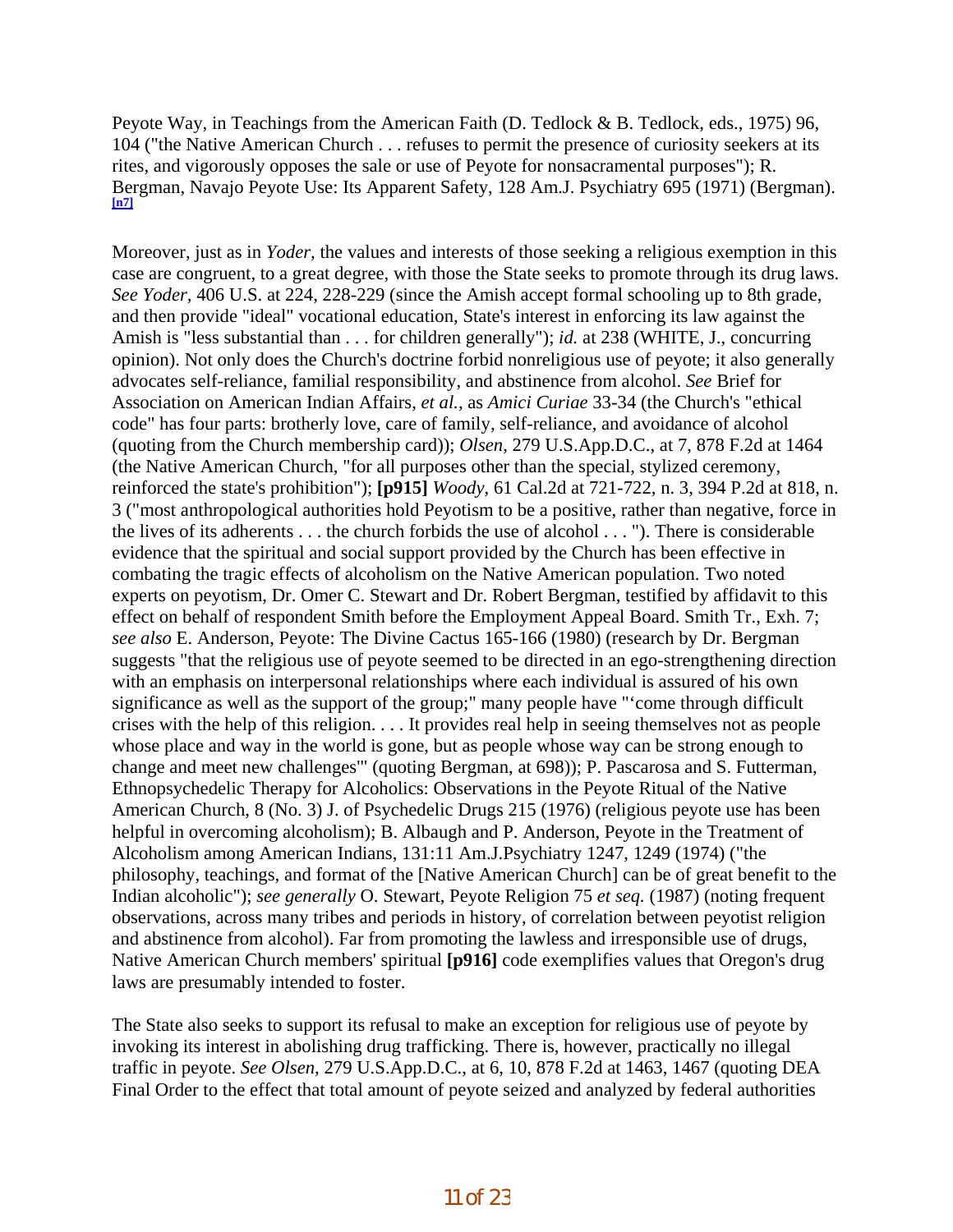Peyote Way, in Teachings from the American Faith (D. Tedlock & B. Tedlock, eds., 1975) 96, 104 ("the Native American Church . . . refuses to permit the presence of curiosity seekers at its rites, and vigorously opposes the sale or use of Peyote for nonsacramental purposes"); R. Bergman, Navajo Peyote Use: Its Apparent Safety, 128 Am.J. Psychiatry 695 (1971) (Bergman). [n7]

Moreover, just as in *Yoder,* the values and interests of those seeking a religious exemption in this case are congruent, to a great degree, with those the State seeks to promote through its drug laws. *See Yoder,* 406 U.S. at 224, 228-229 (since the Amish accept formal schooling up to 8th grade, and then provide "ideal" vocational education, State's interest in enforcing its law against the Amish is "less substantial than . . . for children generally"); *id.* at 238 (WHITE, J., concurring opinion). Not only does the Church's doctrine forbid nonreligious use of peyote; it also generally advocates self-reliance, familial responsibility, and abstinence from alcohol. *See* Brief for Association on American Indian Affairs, *et al.,* as *Amici Curiae* 33-34 (the Church's "ethical code" has four parts: brotherly love, care of family, self-reliance, and avoidance of alcohol (quoting from the Church membership card)); *Olsen,* 279 U.S.App.D.C., at 7, 878 F.2d at 1464 (the Native American Church, "for all purposes other than the special, stylized ceremony, reinforced the state's prohibition"); **[p915]** *Woody,* 61 Cal.2d at 721-722, n. 3, 394 P.2d at 818, n. 3 ("most anthropological authorities hold Peyotism to be a positive, rather than negative, force in the lives of its adherents . . . the church forbids the use of alcohol . . . "). There is considerable evidence that the spiritual and social support provided by the Church has been effective in combating the tragic effects of alcoholism on the Native American population. Two noted experts on peyotism, Dr. Omer C. Stewart and Dr. Robert Bergman, testified by affidavit to this effect on behalf of respondent Smith before the Employment Appeal Board. Smith Tr., Exh. 7; *see also* E. Anderson, Peyote: The Divine Cactus 165-166 (1980) (research by Dr. Bergman suggests "that the religious use of peyote seemed to be directed in an ego-strengthening direction with an emphasis on interpersonal relationships where each individual is assured of his own significance as well as the support of the group;" many people have "'come through difficult crises with the help of this religion. . . . It provides real help in seeing themselves not as people whose place and way in the world is gone, but as people whose way can be strong enough to change and meet new challenges'" (quoting Bergman, at 698)); P. Pascarosa and S. Futterman, Ethnopsychedelic Therapy for Alcoholics: Observations in the Peyote Ritual of the Native American Church, 8 (No. 3) J. of Psychedelic Drugs 215 (1976) (religious peyote use has been helpful in overcoming alcoholism); B. Albaugh and P. Anderson, Peyote in the Treatment of Alcoholism among American Indians, 131:11 Am.J.Psychiatry 1247, 1249 (1974) ("the philosophy, teachings, and format of the [Native American Church] can be of great benefit to the Indian alcoholic"); *see generally* O. Stewart, Peyote Religion 75 *et seq.* (1987) (noting frequent observations, across many tribes and periods in history, of correlation between peyotist religion and abstinence from alcohol). Far from promoting the lawless and irresponsible use of drugs, Native American Church members' spiritual **[p916]** code exemplifies values that Oregon's drug laws are presumably intended to foster.

The State also seeks to support its refusal to make an exception for religious use of peyote by invoking its interest in abolishing drug trafficking. There is, however, practically no illegal traffic in peyote. *See Olsen,* 279 U.S.App.D.C., at 6, 10, 878 F.2d at 1463, 1467 (quoting DEA Final Order to the effect that total amount of peyote seized and analyzed by federal authorities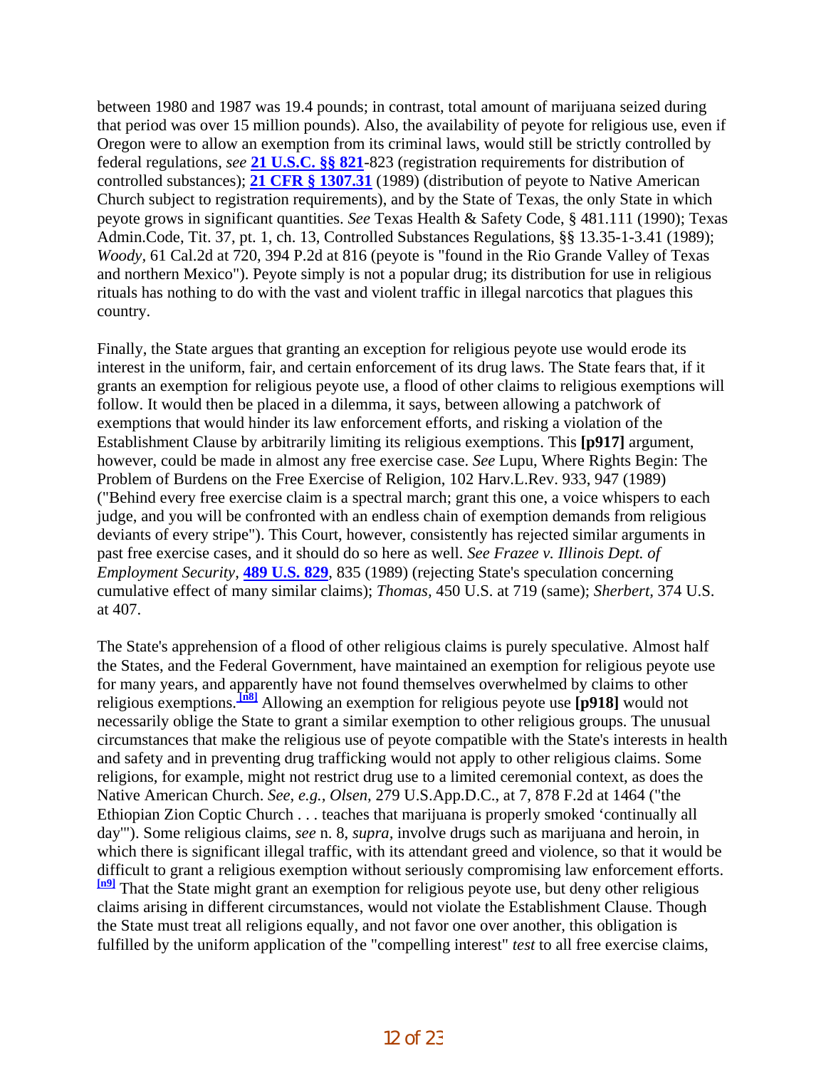between 1980 and 1987 was 19.4 pounds; in contrast, total amount of marijuana seized during that period was over 15 million pounds). Also, the availability of peyote for religious use, even if Oregon were to allow an exemption from its criminal laws, would still be strictly controlled by federal regulations, *see* **21 U.S.C. §§ 821**-823 (registration requirements for distribution of controlled substances); **21 CFR § 1307.31** (1989) (distribution of peyote to Native American Church subject to registration requirements), and by the State of Texas, the only State in which peyote grows in significant quantities. *See* Texas Health & Safety Code, § 481.111 (1990); Texas Admin.Code, Tit. 37, pt. 1, ch. 13, Controlled Substances Regulations, §§ 13.35-1-3.41 (1989); *Woody*, 61 Cal.2d at 720, 394 P.2d at 816 (peyote is "found in the Rio Grande Valley of Texas and northern Mexico"). Peyote simply is not a popular drug; its distribution for use in religious rituals has nothing to do with the vast and violent traffic in illegal narcotics that plagues this country.

Finally, the State argues that granting an exception for religious peyote use would erode its interest in the uniform, fair, and certain enforcement of its drug laws. The State fears that, if it grants an exemption for religious peyote use, a flood of other claims to religious exemptions will follow. It would then be placed in a dilemma, it says, between allowing a patchwork of exemptions that would hinder its law enforcement efforts, and risking a violation of the Establishment Clause by arbitrarily limiting its religious exemptions. This **[p917]** argument, however, could be made in almost any free exercise case. *See* Lupu, Where Rights Begin: The Problem of Burdens on the Free Exercise of Religion, 102 Harv.L.Rev. 933, 947 (1989) ("Behind every free exercise claim is a spectral march; grant this one, a voice whispers to each judge, and you will be confronted with an endless chain of exemption demands from religious deviants of every stripe"). This Court, however, consistently has rejected similar arguments in past free exercise cases, and it should do so here as well. *See Frazee v. Illinois Dept. of Employment Security*, **489 U.S. 829**, 835 (1989) (rejecting State's speculation concerning cumulative effect of many similar claims); *Thomas*, 450 U.S. at 719 (same); *Sherbert*, 374 U.S. at 407.

The State's apprehension of a flood of other religious claims is purely speculative. Almost half the States, and the Federal Government, have maintained an exemption for religious peyote use for many years, and apparently have not found themselves overwhelmed by claims to other religious exemptions.[n8] Allowing an exemption for religious peyote use **[p918]** would not necessarily oblige the State to grant a similar exemption to other religious groups. The unusual circumstances that make the religious use of peyote compatible with the State's interests in health and safety and in preventing drug trafficking would not apply to other religious claims. Some religions, for example, might not restrict drug use to a limited ceremonial context, as does the Native American Church. *See, e.g., Olsen*, 279 U.S.App.D.C., at 7, 878 F.2d at 1464 ("the Ethiopian Zion Coptic Church . . . teaches that marijuana is properly smoked 'continually all day'"). Some religious claims, *see* n. 8, *supra*, involve drugs such as marijuana and heroin, in which there is significant illegal traffic, with its attendant greed and violence, so that it would be difficult to grant a religious exemption without seriously compromising law enforcement efforts.[n9] That the State might grant an exemption for religious peyote use, but deny other religious claims arising in different circumstances, would not violate the Establishment Clause. Though the State must treat all religions equally, and not favor one over another, this obligation is fulfilled by the uniform application of the "compelling interest" *test* to all free exercise claims,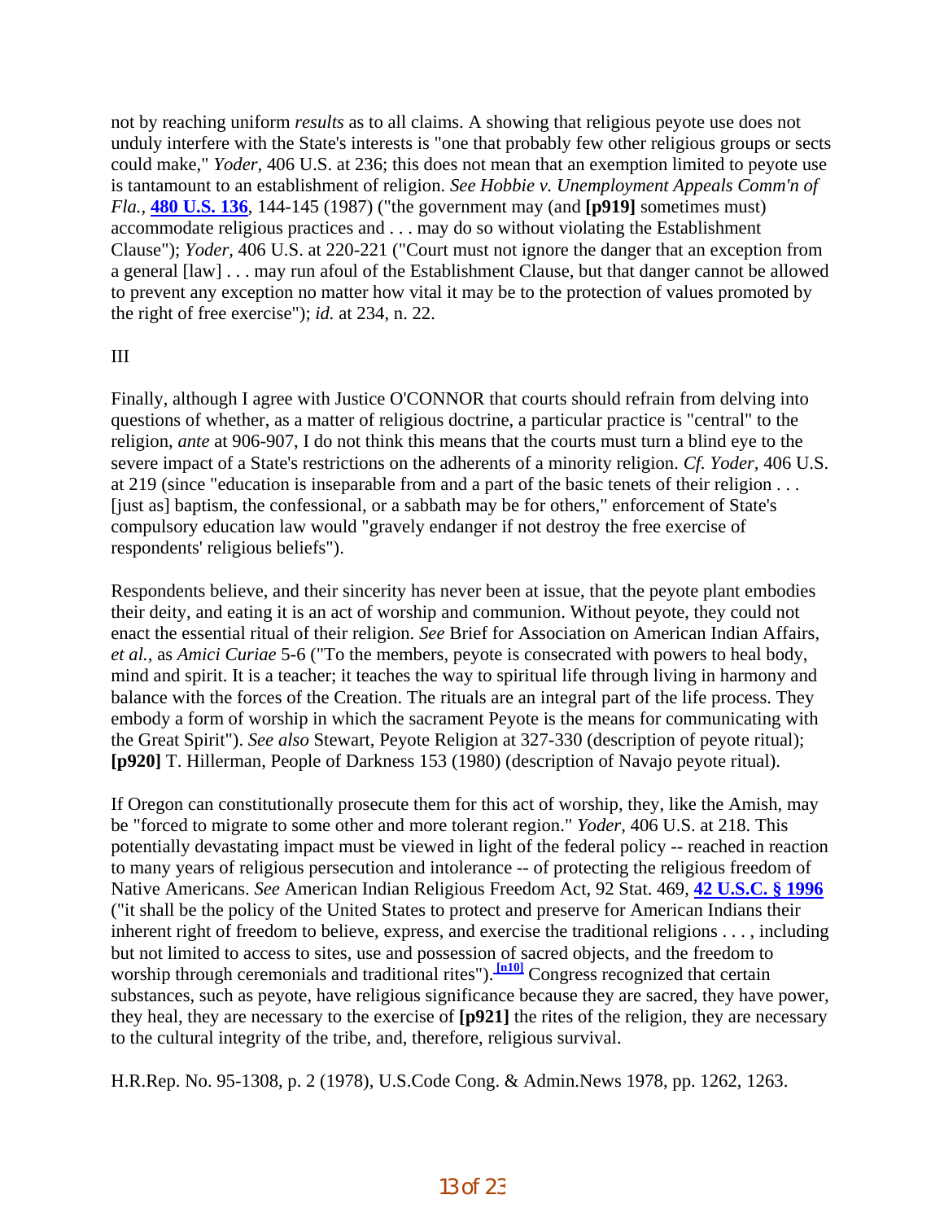not by reaching uniform *results* as to all claims. A showing that religious peyote use does not unduly interfere with the State's interests is "one that probably few other religious groups or sects could make," *Yoder,* 406 U.S. at 236; this does not mean that an exemption limited to peyote use is tantamount to an establishment of religion. *See Hobbie v. Unemployment Appeals Comm'n of Fla.,* **480 U.S. 136**, 144-145 (1987) ("the government may (and **[p919]** sometimes must) accommodate religious practices and . . . may do so without violating the Establishment Clause"); *Yoder,* 406 U.S. at 220-221 ("Court must not ignore the danger that an exception from a general [law] . . . may run afoul of the Establishment Clause, but that danger cannot be allowed to prevent any exception no matter how vital it may be to the protection of values promoted by the right of free exercise"); *id.* at 234, n. 22.

III

Finally, although I agree with Justice O'CONNOR that courts should refrain from delving into questions of whether, as a matter of religious doctrine, a particular practice is "central" to the religion, *ante* at 906-907, I do not think this means that the courts must turn a blind eye to the severe impact of a State's restrictions on the adherents of a minority religion. *Cf. Yoder,* 406 U.S. at 219 (since "education is inseparable from and a part of the basic tenets of their religion . . . [just as] baptism, the confessional, or a sabbath may be for others," enforcement of State's compulsory education law would "gravely endanger if not destroy the free exercise of respondents' religious beliefs").

Respondents believe, and their sincerity has never been at issue, that the peyote plant embodies their deity, and eating it is an act of worship and communion. Without peyote, they could not enact the essential ritual of their religion. *See* Brief for Association on American Indian Affairs, *et al.,* as *Amici Curiae* 5-6 ("To the members, peyote is consecrated with powers to heal body, mind and spirit. It is a teacher; it teaches the way to spiritual life through living in harmony and balance with the forces of the Creation. The rituals are an integral part of the life process. They embody a form of worship in which the sacrament Peyote is the means for communicating with the Great Spirit"). *See also* Stewart, Peyote Religion at 327-330 (description of peyote ritual); **[p920]** T. Hillerman, People of Darkness 153 (1980) (description of Navajo peyote ritual).

If Oregon can constitutionally prosecute them for this act of worship, they, like the Amish, may be "forced to migrate to some other and more tolerant region." *Yoder,* 406 U.S. at 218. This potentially devastating impact must be viewed in light of the federal policy -- reached in reaction to many years of religious persecution and intolerance -- of protecting the religious freedom of Native Americans. *See* American Indian Religious Freedom Act, 92 Stat. 469, **42 U.S.C. § 1996** ("it shall be the policy of the United States to protect and preserve for American Indians their inherent right of freedom to believe, express, and exercise the traditional religions . . . , including but not limited to access to sites, use and possession of sacred objects, and the freedom to worship through ceremonials and traditional rites").[n10] Congress recognized that certain substances, such as peyote, have religious significance because they are sacred, they have power, they heal, they are necessary to the exercise of **[p921]** the rites of the religion, they are necessary to the cultural integrity of the tribe, and, therefore, religious survival.

H.R.Rep. No. 95-1308, p. 2 (1978), U.S.Code Cong. & Admin.News 1978, pp. 1262, 1263.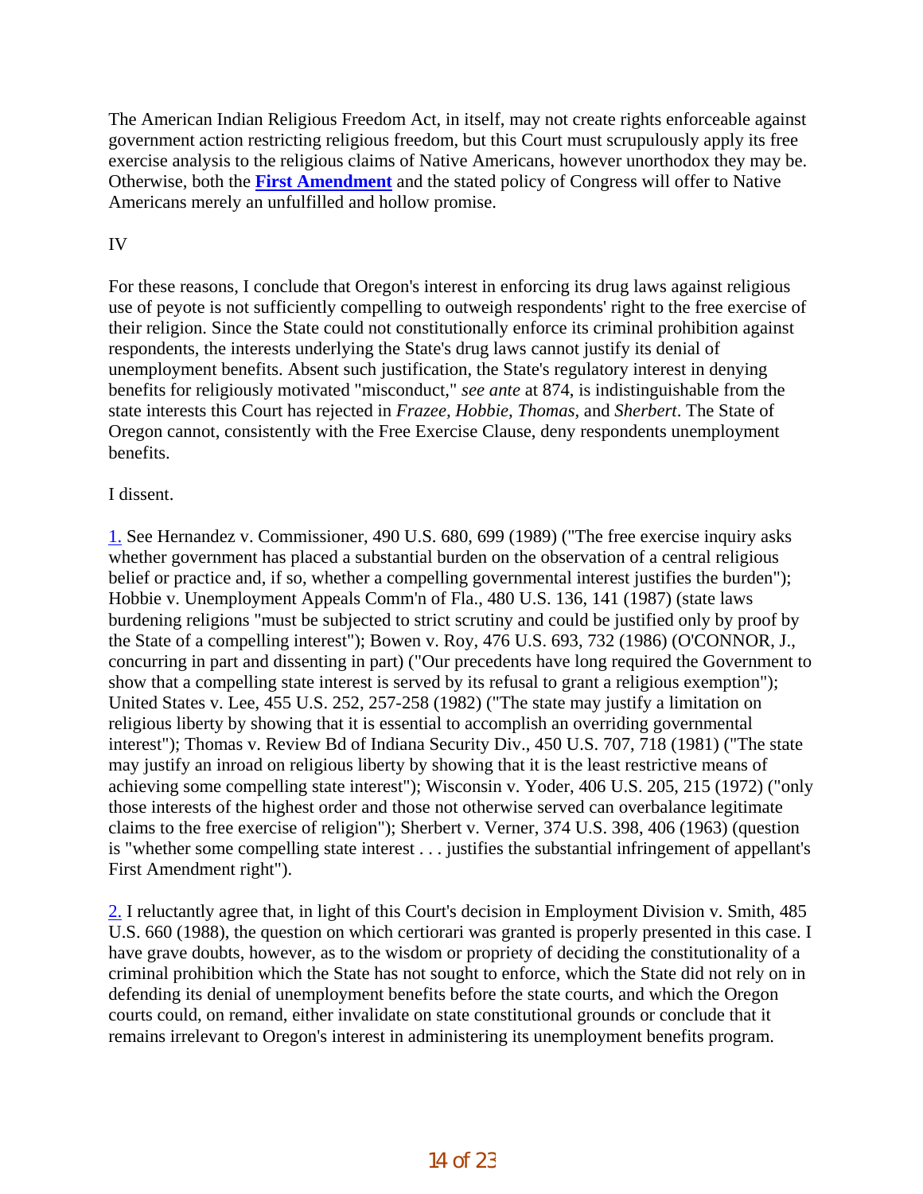The American Indian Religious Freedom Act, in itself, may not create rights enforceable against government action restricting religious freedom, but this Court must scrupulously apply its free exercise analysis to the religious claims of Native Americans, however unorthodox they may be. Otherwise, both the **First Amendment** and the stated policy of Congress will offer to Native Americans merely an unfulfilled and hollow promise.

IV

For these reasons, I conclude that Oregon's interest in enforcing its drug laws against religious use of peyote is not sufficiently compelling to outweigh respondents' right to the free exercise of their religion. Since the State could not constitutionally enforce its criminal prohibition against respondents, the interests underlying the State's drug laws cannot justify its denial of unemployment benefits. Absent such justification, the State's regulatory interest in denying benefits for religiously motivated "misconduct," *see ante* at 874, is indistinguishable from the state interests this Court has rejected in *Frazee, Hobbie, Thomas,* and *Sherbert*. The State of Oregon cannot, consistently with the Free Exercise Clause, deny respondents unemployment benefits.

I dissent.

1. See Hernandez v. Commissioner, 490 U.S. 680, 699 (1989) ("The free exercise inquiry asks whether government has placed a substantial burden on the observation of a central religious belief or practice and, if so, whether a compelling governmental interest justifies the burden"); Hobbie v. Unemployment Appeals Comm'n of Fla., 480 U.S. 136, 141 (1987) (state laws burdening religions "must be subjected to strict scrutiny and could be justified only by proof by the State of a compelling interest"); Bowen v. Roy, 476 U.S. 693, 732 (1986) (O'CONNOR, J., concurring in part and dissenting in part) ("Our precedents have long required the Government to show that a compelling state interest is served by its refusal to grant a religious exemption"); United States v. Lee, 455 U.S. 252, 257-258 (1982) ("The state may justify a limitation on religious liberty by showing that it is essential to accomplish an overriding governmental interest"); Thomas v. Review Bd of Indiana Security Div., 450 U.S. 707, 718 (1981) ("The state may justify an inroad on religious liberty by showing that it is the least restrictive means of achieving some compelling state interest"); Wisconsin v. Yoder, 406 U.S. 205, 215 (1972) ("only those interests of the highest order and those not otherwise served can overbalance legitimate claims to the free exercise of religion"); Sherbert v. Verner, 374 U.S. 398, 406 (1963) (question is "whether some compelling state interest . . . justifies the substantial infringement of appellant's First Amendment right").

2. I reluctantly agree that, in light of this Court's decision in Employment Division v. Smith, 485 U.S. 660 (1988), the question on which certiorari was granted is properly presented in this case. I have grave doubts, however, as to the wisdom or propriety of deciding the constitutionality of a criminal prohibition which the State has not sought to enforce, which the State did not rely on in defending its denial of unemployment benefits before the state courts, and which the Oregon courts could, on remand, either invalidate on state constitutional grounds or conclude that it remains irrelevant to Oregon's interest in administering its unemployment benefits program.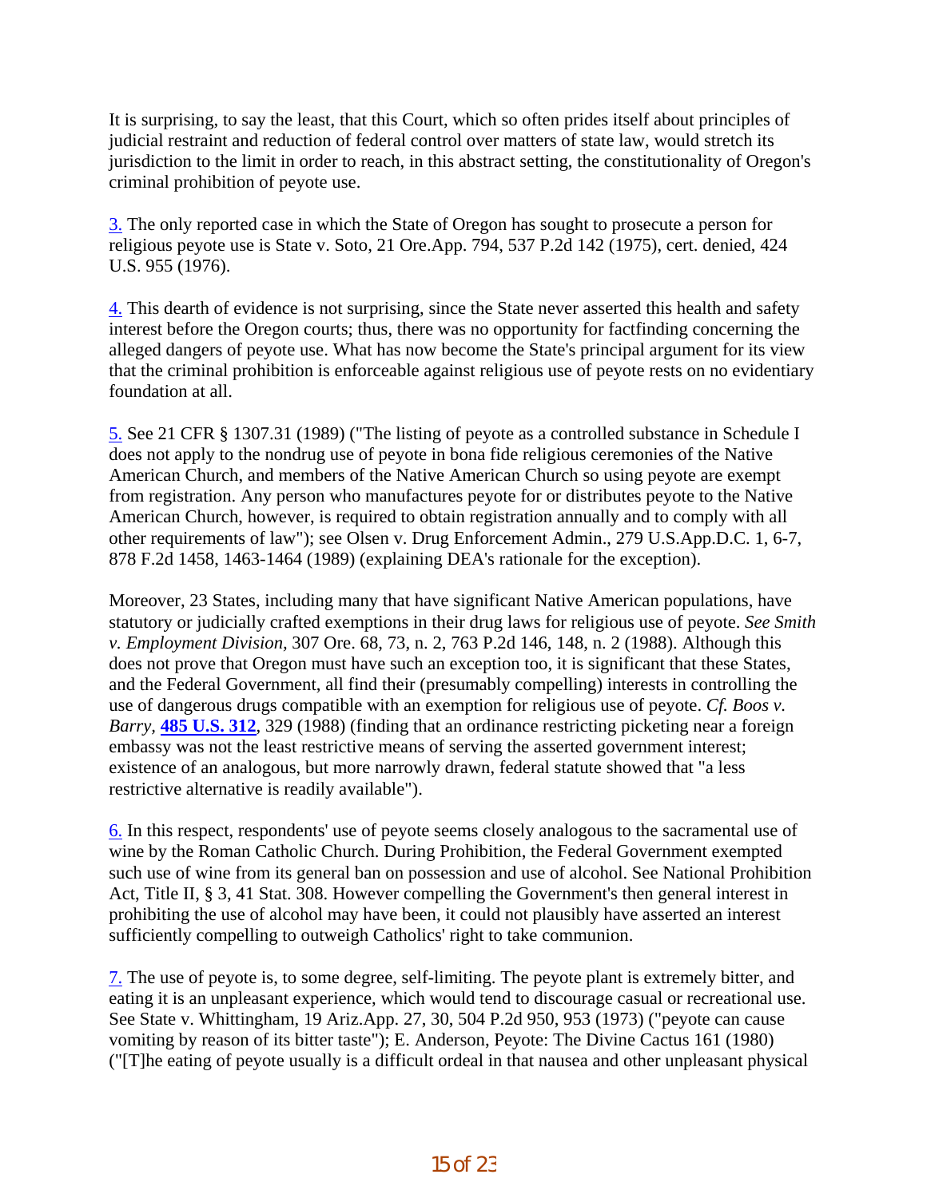It is surprising, to say the least, that this Court, which so often prides itself about principles of judicial restraint and reduction of federal control over matters of state law, would stretch its jurisdiction to the limit in order to reach, in this abstract setting, the constitutionality of Oregon's criminal prohibition of peyote use.

3. The only reported case in which the State of Oregon has sought to prosecute a person for religious peyote use is State v. Soto, 21 Ore.App. 794, 537 P.2d 142 (1975), cert. denied, 424 U.S. 955 (1976).

4. This dearth of evidence is not surprising, since the State never asserted this health and safety interest before the Oregon courts; thus, there was no opportunity for factfinding concerning the alleged dangers of peyote use. What has now become the State's principal argument for its view that the criminal prohibition is enforceable against religious use of peyote rests on no evidentiary foundation at all.

5. See 21 CFR § 1307.31 (1989) ("The listing of peyote as a controlled substance in Schedule I does not apply to the nondrug use of peyote in bona fide religious ceremonies of the Native American Church, and members of the Native American Church so using peyote are exempt from registration. Any person who manufactures peyote for or distributes peyote to the Native American Church, however, is required to obtain registration annually and to comply with all other requirements of law"); see Olsen v. Drug Enforcement Admin., 279 U.S.App.D.C. 1, 6-7, 878 F.2d 1458, 1463-1464 (1989) (explaining DEA's rationale for the exception).

Moreover, 23 States, including many that have significant Native American populations, have statutory or judicially crafted exemptions in their drug laws for religious use of peyote. *See Smith v. Employment Division,* 307 Ore. 68, 73, n. 2, 763 P.2d 146, 148, n. 2 (1988). Although this does not prove that Oregon must have such an exception too, it is significant that these States, and the Federal Government, all find their (presumably compelling) interests in controlling the use of dangerous drugs compatible with an exemption for religious use of peyote. *Cf. Boos v. Barry,* **485 U.S. 312**, 329 (1988) (finding that an ordinance restricting picketing near a foreign embassy was not the least restrictive means of serving the asserted government interest; existence of an analogous, but more narrowly drawn, federal statute showed that "a less restrictive alternative is readily available").

6. In this respect, respondents' use of peyote seems closely analogous to the sacramental use of wine by the Roman Catholic Church. During Prohibition, the Federal Government exempted such use of wine from its general ban on possession and use of alcohol. See National Prohibition Act, Title II, § 3, 41 Stat. 308. However compelling the Government's then general interest in prohibiting the use of alcohol may have been, it could not plausibly have asserted an interest sufficiently compelling to outweigh Catholics' right to take communion.

7. The use of peyote is, to some degree, self-limiting. The peyote plant is extremely bitter, and eating it is an unpleasant experience, which would tend to discourage casual or recreational use. See State v. Whittingham, 19 Ariz.App. 27, 30, 504 P.2d 950, 953 (1973) ("peyote can cause vomiting by reason of its bitter taste"); E. Anderson, Peyote: The Divine Cactus 161 (1980) ("[T]he eating of peyote usually is a difficult ordeal in that nausea and other unpleasant physical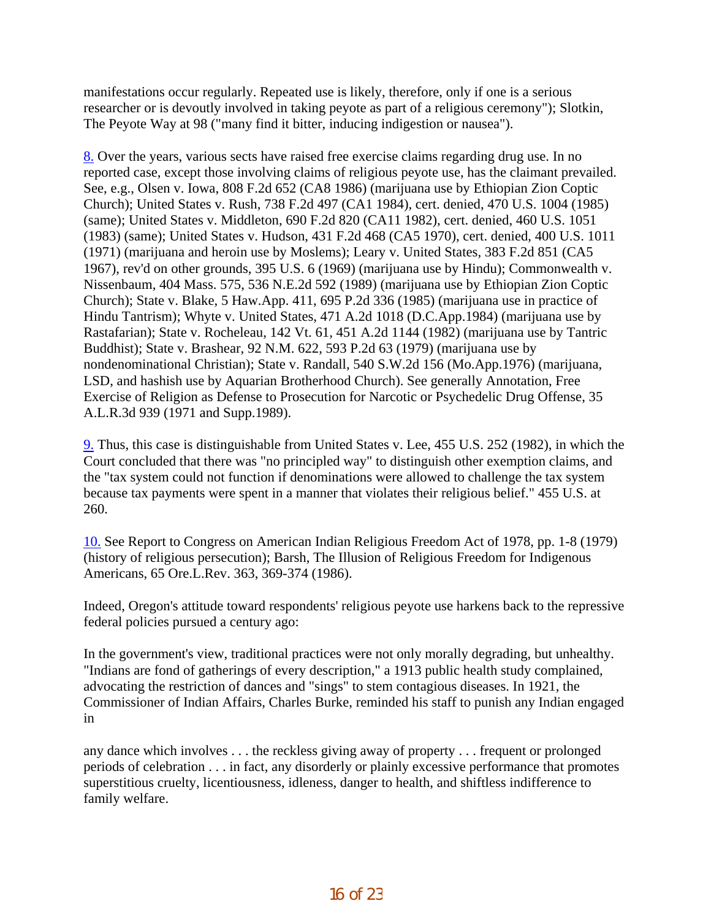manifestations occur regularly. Repeated use is likely, therefore, only if one is a serious researcher or is devoutly involved in taking peyote as part of a religious ceremony"); Slotkin, The Peyote Way at 98 ("many find it bitter, inducing indigestion or nausea").

[8.](#) Over the years, various sects have raised free exercise claims regarding drug use. In no reported case, except those involving claims of religious peyote use, has the claimant prevailed. See, e.g., Olsen v. Iowa, 808 F.2d 652 (CA8 1986) (marijuana use by Ethiopian Zion Coptic Church); United States v. Rush, 738 F.2d 497 (CA1 1984), cert. denied, 470 U.S. 1004 (1985) (same); United States v. Middleton, 690 F.2d 820 (CA11 1982), cert. denied, 460 U.S. 1051 (1983) (same); United States v. Hudson, 431 F.2d 468 (CA5 1970), cert. denied, 400 U.S. 1011 (1971) (marijuana and heroin use by Moslems); Leary v. United States, 383 F.2d 851 (CA5 1967), rev'd on other grounds, 395 U.S. 6 (1969) (marijuana use by Hindu); Commonwealth v. Nissenbaum, 404 Mass. 575, 536 N.E.2d 592 (1989) (marijuana use by Ethiopian Zion Coptic Church); State v. Blake, 5 Haw.App. 411, 695 P.2d 336 (1985) (marijuana use in practice of Hindu Tantrism); Whyte v. United States, 471 A.2d 1018 (D.C.App.1984) (marijuana use by Rastafarian); State v. Rocheleau, 142 Vt. 61, 451 A.2d 1144 (1982) (marijuana use by Tantric Buddhist); State v. Brashear, 92 N.M. 622, 593 P.2d 63 (1979) (marijuana use by nondenominational Christian); State v. Randall, 540 S.W.2d 156 (Mo.App.1976) (marijuana, LSD, and hashish use by Aquarian Brotherhood Church). See generally Annotation, Free Exercise of Religion as Defense to Prosecution for Narcotic or Psychedelic Drug Offense, 35 A.L.R.3d 939 (1971 and Supp.1989).

[9.](#) Thus, this case is distinguishable from United States v. Lee, 455 U.S. 252 (1982), in which the Court concluded that there was "no principled way" to distinguish other exemption claims, and the "tax system could not function if denominations were allowed to challenge the tax system because tax payments were spent in a manner that violates their religious belief." 455 U.S. at 260.

[10.](#) See Report to Congress on American Indian Religious Freedom Act of 1978, pp. 1-8 (1979) (history of religious persecution); Barsh, The Illusion of Religious Freedom for Indigenous Americans, 65 Ore.L.Rev. 363, 369-374 (1986).

Indeed, Oregon's attitude toward respondents' religious peyote use harkens back to the repressive federal policies pursued a century ago:

In the government's view, traditional practices were not only morally degrading, but unhealthy. "Indians are fond of gatherings of every description," a 1913 public health study complained, advocating the restriction of dances and "sings" to stem contagious diseases. In 1921, the Commissioner of Indian Affairs, Charles Burke, reminded his staff to punish any Indian engaged in

any dance which involves . . . the reckless giving away of property . . . frequent or prolonged periods of celebration . . . in fact, any disorderly or plainly excessive performance that promotes superstitious cruelty, licentiousness, idleness, danger to health, and shiftless indifference to family welfare.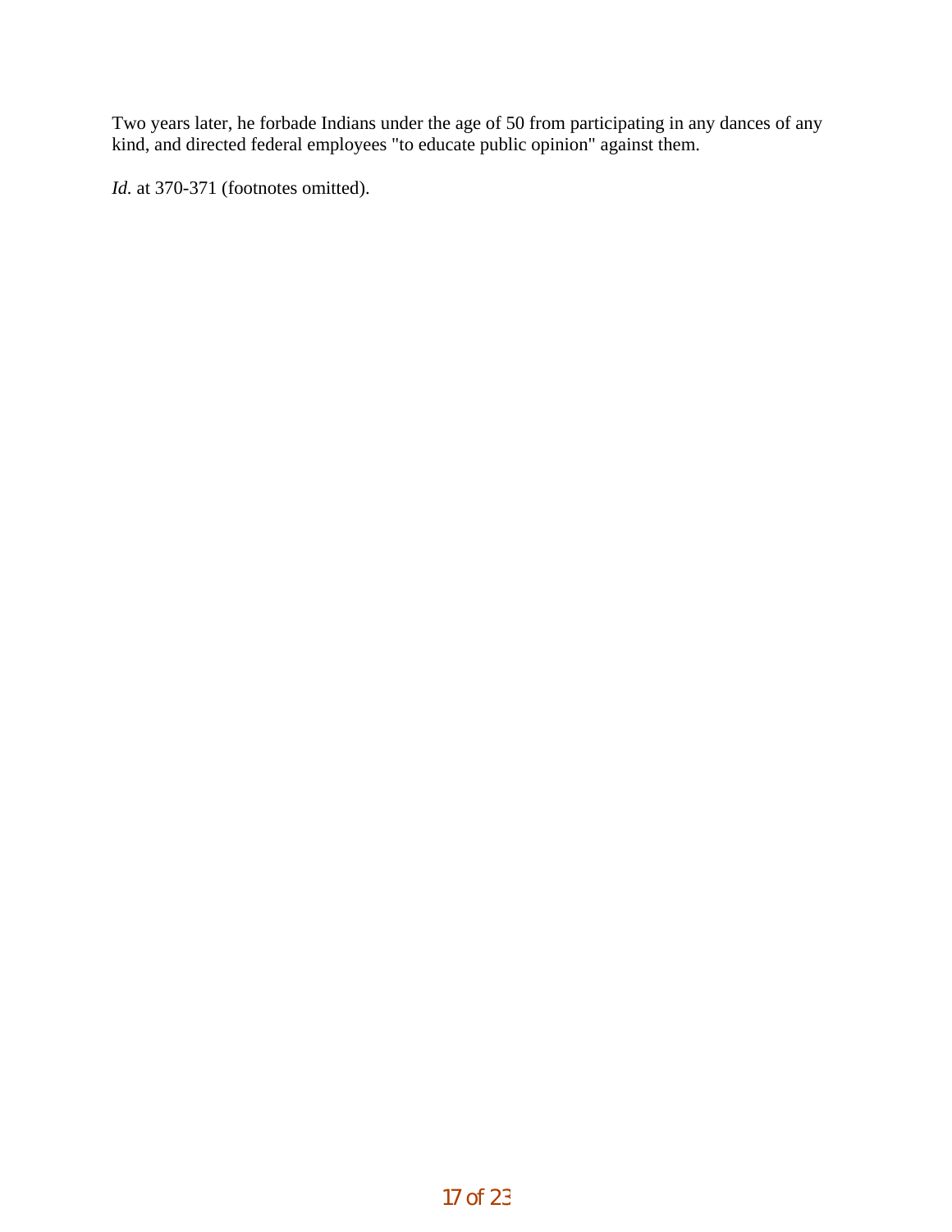Two years later, he forbade Indians under the age of 50 from participating in any dances of any kind, and directed federal employees "to educate public opinion" against them.

*Id.* at 370-371 (footnotes omitted).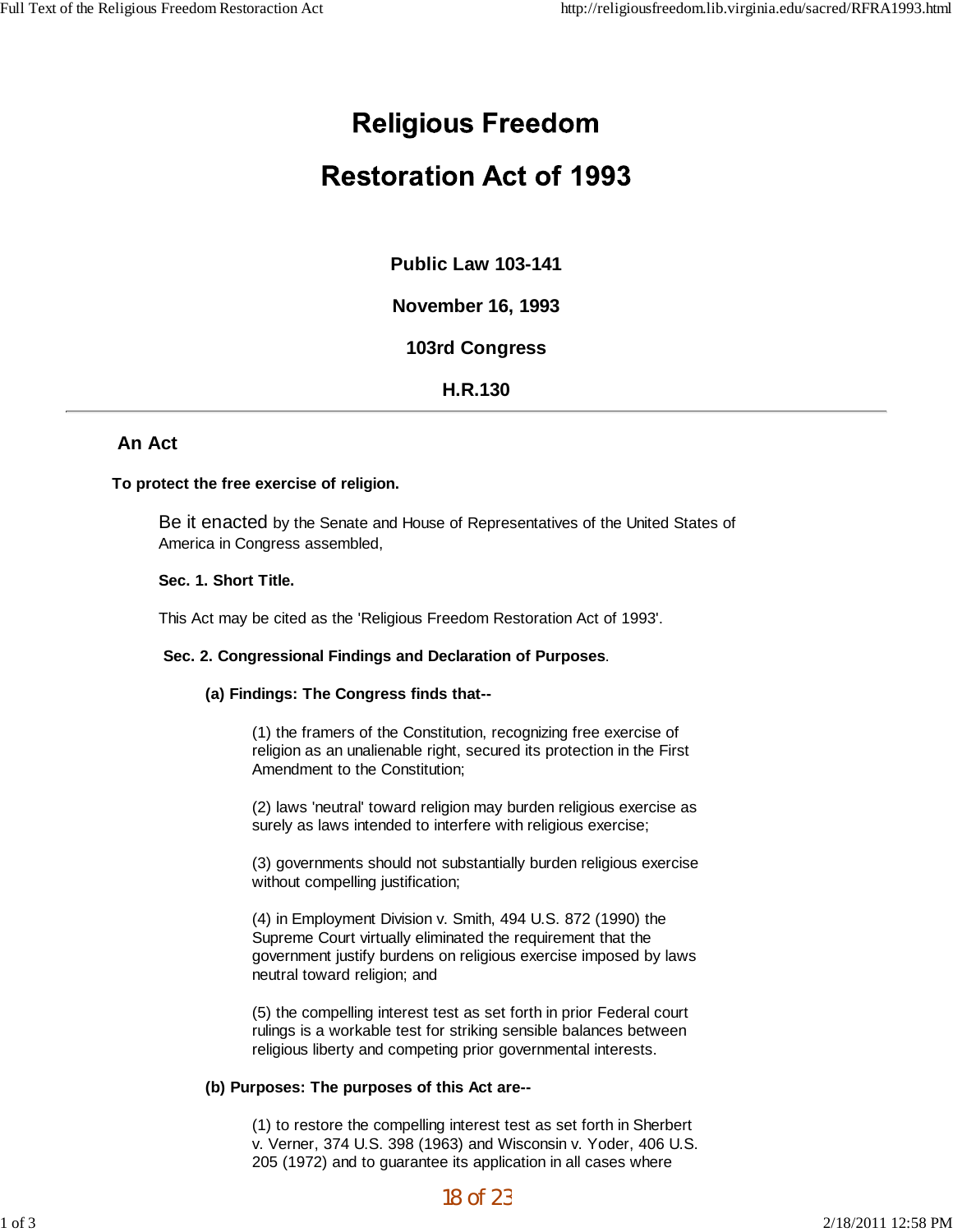# Religious Freedom Restoration Act of 1993

**Public Law 103-141**

**November 16, 1993**

**103rd Congress**

**H.R.130**

---

## An Act

**To protect the free exercise of religion.**

Be it enacted by the Senate and House of Representatives of the United States of America in Congress assembled,

**Sec. 1. Short Title.**

This Act may be cited as the 'Religious Freedom Restoration Act of 1993'.

**Sec. 2. Congressional Findings and Declaration of Purposes**.

**(a) Findings: The Congress finds that--**

(1) the framers of the Constitution, recognizing free exercise of religion as an unalienable right, secured its protection in the First Amendment to the Constitution;

(2) laws 'neutral' toward religion may burden religious exercise as surely as laws intended to interfere with religious exercise;

(3) governments should not substantially burden religious exercise without compelling justification;

(4) in Employment Division v. Smith, 494 U.S. 872 (1990) the Supreme Court virtually eliminated the requirement that the government justify burdens on religious exercise imposed by laws neutral toward religion; and

(5) the compelling interest test as set forth in prior Federal court rulings is a workable test for striking sensible balances between religious liberty and competing prior governmental interests.

**(b) Purposes: The purposes of this Act are--**

(1) to restore the compelling interest test as set forth in Sherbert v. Verner, 374 U.S. 398 (1963) and Wisconsin v. Yoder, 406 U.S. 205 (1972) and to guarantee its application in all cases where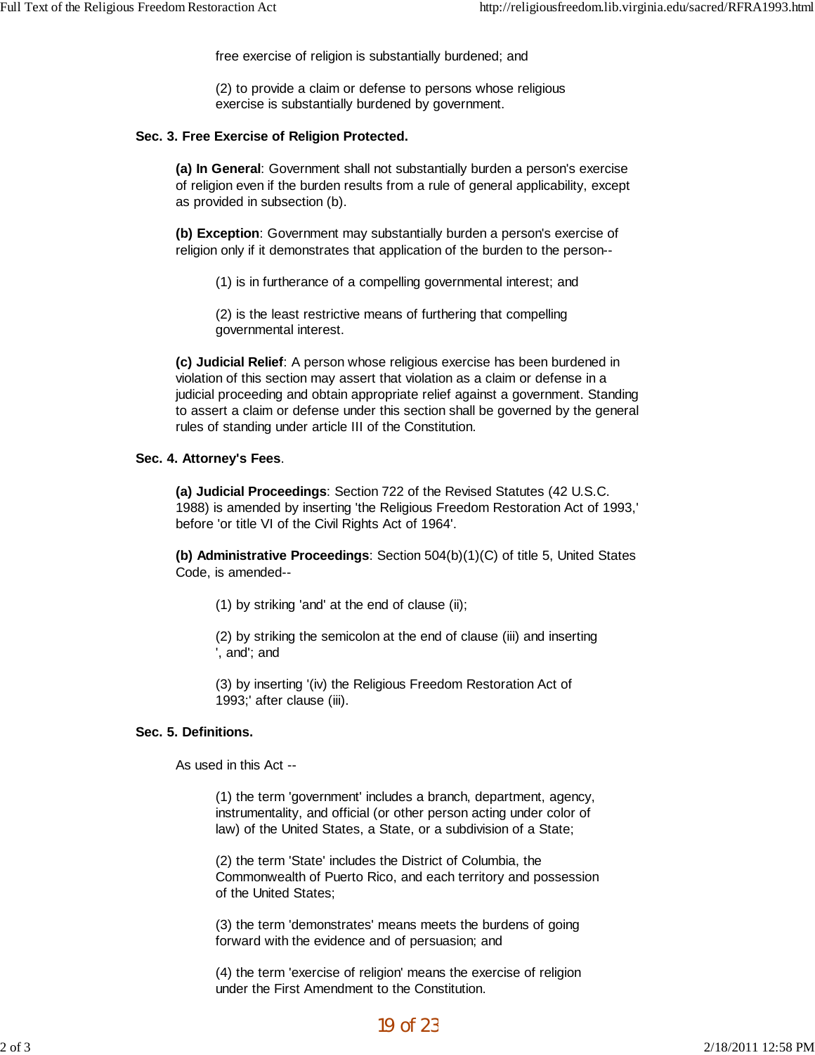free exercise of religion is substantially burdened; and

(2) to provide a claim or defense to persons whose religious exercise is substantially burdened by government.

**Sec. 3. Free Exercise of Religion Protected.**

**(a) In General**: Government shall not substantially burden a person's exercise of religion even if the burden results from a rule of general applicability, except as provided in subsection (b).

**(b) Exception**: Government may substantially burden a person's exercise of religion only if it demonstrates that application of the burden to the person--

(1) is in furtherance of a compelling governmental interest; and

(2) is the least restrictive means of furthering that compelling governmental interest.

**(c) Judicial Relief**: A person whose religious exercise has been burdened in violation of this section may assert that violation as a claim or defense in a judicial proceeding and obtain appropriate relief against a government. Standing to assert a claim or defense under this section shall be governed by the general rules of standing under article III of the Constitution.

**Sec. 4. Attorney's Fees**.

**(a) Judicial Proceedings**: Section 722 of the Revised Statutes (42 U.S.C. 1988) is amended by inserting 'the Religious Freedom Restoration Act of 1993,' before 'or title VI of the Civil Rights Act of 1964'.

**(b) Administrative Proceedings**: Section 504(b)(1)(C) of title 5, United States Code, is amended--

(1) by striking 'and' at the end of clause (ii);

(2) by striking the semicolon at the end of clause (iii) and inserting ', and'; and

(3) by inserting '(iv) the Religious Freedom Restoration Act of 1993;' after clause (iii).

**Sec. 5. Definitions.**

As used in this Act --

(1) the term 'government' includes a branch, department, agency, instrumentality, and official (or other person acting under color of law) of the United States, a State, or a subdivision of a State;

(2) the term 'State' includes the District of Columbia, the Commonwealth of Puerto Rico, and each territory and possession of the United States;

(3) the term 'demonstrates' means meets the burdens of going forward with the evidence and of persuasion; and

(4) the term 'exercise of religion' means the exercise of religion under the First Amendment to the Constitution.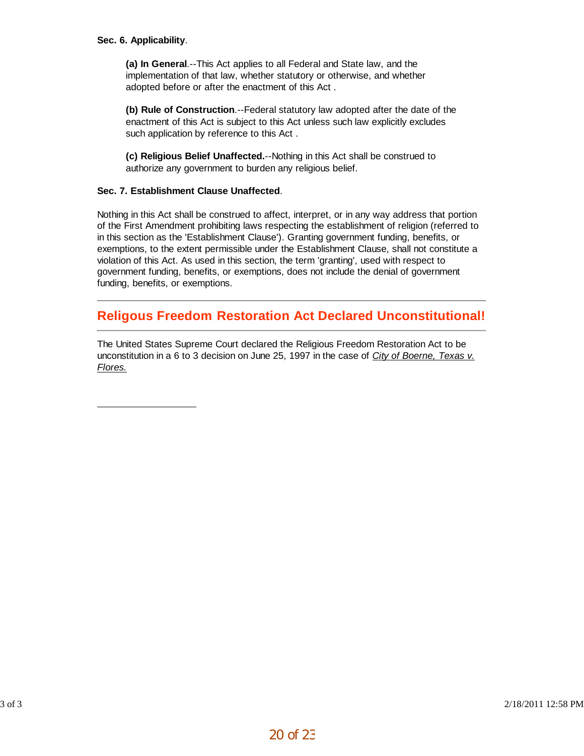**Sec. 6. Applicability**.

> **(a) In General**.--This Act applies to all Federal and State law, and the implementation of that law, whether statutory or otherwise, and whether adopted before or after the enactment of this Act .
>
> **(b) Rule of Construction**.--Federal statutory law adopted after the date of the enactment of this Act is subject to this Act unless such law explicitly excludes such application by reference to this Act .
>
> **(c) Religious Belief Unaffected.**--Nothing in this Act shall be construed to authorize any government to burden any religious belief.

**Sec. 7. Establishment Clause Unaffected**.

Nothing in this Act shall be construed to affect, interpret, or in any way address that portion of the First Amendment prohibiting laws respecting the establishment of religion (referred to in this section as the 'Establishment Clause'). Granting government funding, benefits, or exemptions, to the extent permissible under the Establishment Clause, shall not constitute a violation of this Act. As used in this section, the term 'granting', used with respect to government funding, benefits, or exemptions, does not include the denial of government funding, benefits, or exemptions.

---

## Religous Freedom Restoration Act Declared Unconstitutional!

---

The United States Supreme Court declared the Religious Freedom Restoration Act to be unconstitution in a 6 to 3 decision on June 25, 1997 in the case of *City of Boerne, Texas v. Flores.*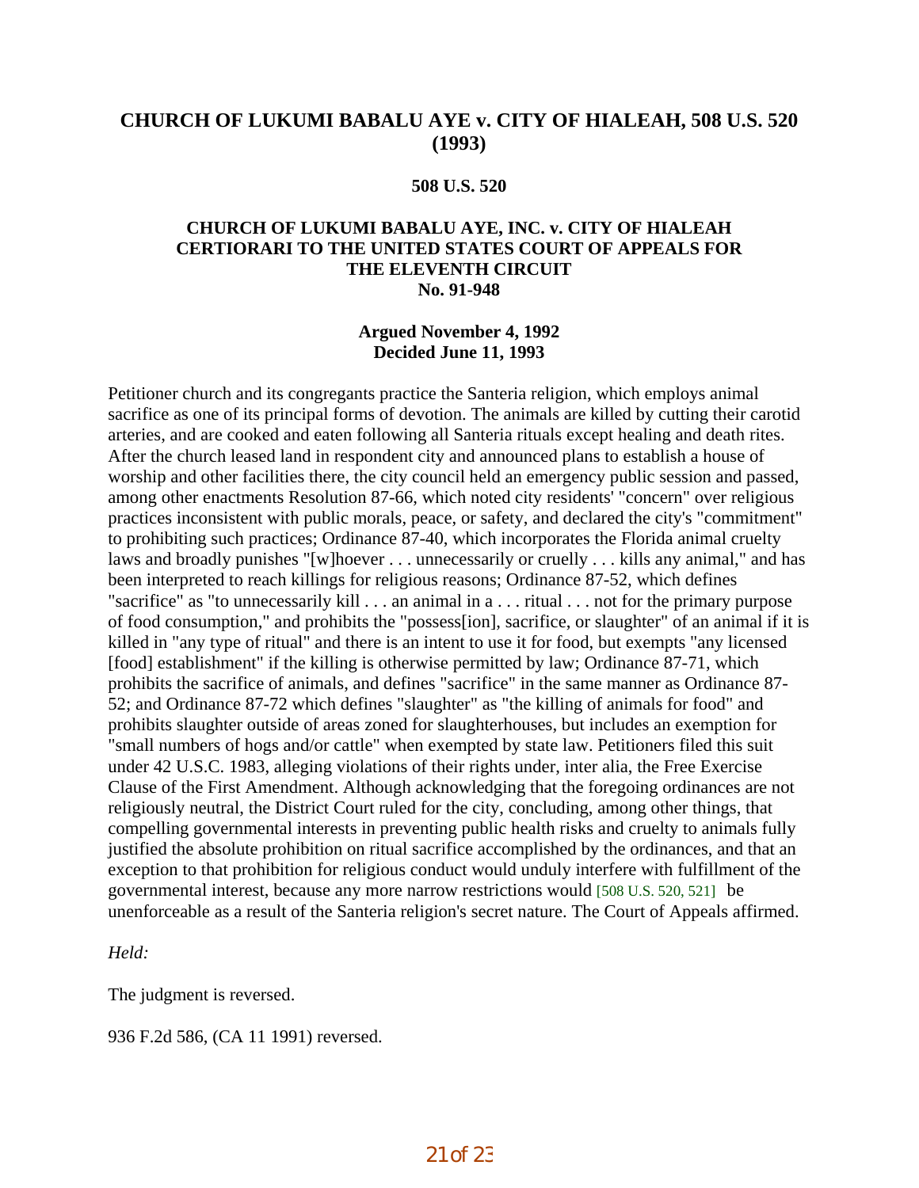## CHURCH OF LUKUMI BABALU AYE v. CITY OF HIALEAH, 508 U.S. 520 (1993)

**508 U.S. 520**

**CHURCH OF LUKUMI BABALU AYE, INC. v. CITY OF HIALEAH**
**CERTIORARI TO THE UNITED STATES COURT OF APPEALS FOR THE ELEVENTH CIRCUIT**
**No. 91-948**

**Argued November 4, 1992**
**Decided June 11, 1993**

Petitioner church and its congregants practice the Santeria religion, which employs animal sacrifice as one of its principal forms of devotion. The animals are killed by cutting their carotid arteries, and are cooked and eaten following all Santeria rituals except healing and death rites. After the church leased land in respondent city and announced plans to establish a house of worship and other facilities there, the city council held an emergency public session and passed, among other enactments Resolution 87-66, which noted city residents' "concern" over religious practices inconsistent with public morals, peace, or safety, and declared the city's "commitment" to prohibiting such practices; Ordinance 87-40, which incorporates the Florida animal cruelty laws and broadly punishes "[w]hoever . . . unnecessarily or cruelly . . . kills any animal," and has been interpreted to reach killings for religious reasons; Ordinance 87-52, which defines "sacrifice" as "to unnecessarily kill . . . an animal in a . . . ritual . . . not for the primary purpose of food consumption," and prohibits the "possess[ion], sacrifice, or slaughter" of an animal if it is killed in "any type of ritual" and there is an intent to use it for food, but exempts "any licensed [food] establishment" if the killing is otherwise permitted by law; Ordinance 87-71, which prohibits the sacrifice of animals, and defines "sacrifice" in the same manner as Ordinance 87-52; and Ordinance 87-72 which defines "slaughter" as "the killing of animals for food" and prohibits slaughter outside of areas zoned for slaughterhouses, but includes an exemption for "small numbers of hogs and/or cattle" when exempted by state law. Petitioners filed this suit under 42 U.S.C. 1983, alleging violations of their rights under, inter alia, the Free Exercise Clause of the First Amendment. Although acknowledging that the foregoing ordinances are not religiously neutral, the District Court ruled for the city, concluding, among other things, that compelling governmental interests in preventing public health risks and cruelty to animals fully justified the absolute prohibition on ritual sacrifice accomplished by the ordinances, and that an exception to that prohibition for religious conduct would unduly interfere with fulfillment of the governmental interest, because any more narrow restrictions would [508 U.S. 520, 521] be unenforceable as a result of the Santeria religion's secret nature. The Court of Appeals affirmed.

*Held:*

The judgment is reversed.

936 F.2d 586, (CA 11 1991) reversed.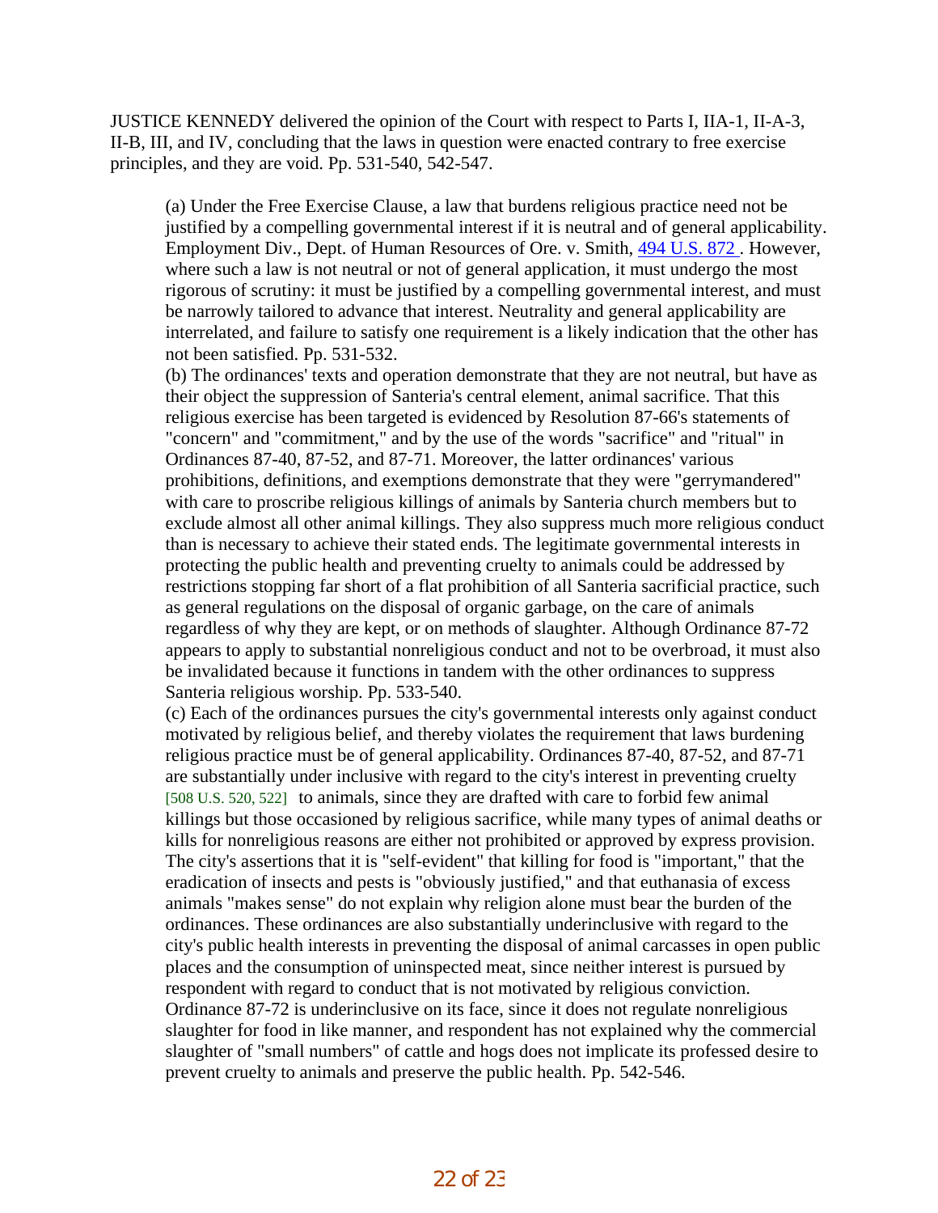JUSTICE KENNEDY delivered the opinion of the Court with respect to Parts I, IIA-1, II-A-3, II-B, III, and IV, concluding that the laws in question were enacted contrary to free exercise principles, and they are void. Pp. 531-540, 542-547.

> (a) Under the Free Exercise Clause, a law that burdens religious practice need not be justified by a compelling governmental interest if it is neutral and of general applicability. Employment Div., Dept. of Human Resources of Ore. v. Smith, [494 U.S. 872](#). However, where such a law is not neutral or not of general application, it must undergo the most rigorous of scrutiny: it must be justified by a compelling governmental interest, and must be narrowly tailored to advance that interest. Neutrality and general applicability are interrelated, and failure to satisfy one requirement is a likely indication that the other has not been satisfied. Pp. 531-532.
>
> (b) The ordinances' texts and operation demonstrate that they are not neutral, but have as their object the suppression of Santeria's central element, animal sacrifice. That this religious exercise has been targeted is evidenced by Resolution 87-66's statements of "concern" and "commitment," and by the use of the words "sacrifice" and "ritual" in Ordinances 87-40, 87-52, and 87-71. Moreover, the latter ordinances' various prohibitions, definitions, and exemptions demonstrate that they were "gerrymandered" with care to proscribe religious killings of animals by Santeria church members but to exclude almost all other animal killings. They also suppress much more religious conduct than is necessary to achieve their stated ends. The legitimate governmental interests in protecting the public health and preventing cruelty to animals could be addressed by restrictions stopping far short of a flat prohibition of all Santeria sacrificial practice, such as general regulations on the disposal of organic garbage, on the care of animals regardless of why they are kept, or on methods of slaughter. Although Ordinance 87-72 appears to apply to substantial nonreligious conduct and not to be overbroad, it must also be invalidated because it functions in tandem with the other ordinances to suppress Santeria religious worship. Pp. 533-540.
>
> (c) Each of the ordinances pursues the city's governmental interests only against conduct motivated by religious belief, and thereby violates the requirement that laws burdening religious practice must be of general applicability. Ordinances 87-40, 87-52, and 87-71 are substantially under inclusive with regard to the city's interest in preventing cruelty [508 U.S. 520, 522] to animals, since they are drafted with care to forbid few animal killings but those occasioned by religious sacrifice, while many types of animal deaths or kills for nonreligious reasons are either not prohibited or approved by express provision. The city's assertions that it is "self-evident" that killing for food is "important," that the eradication of insects and pests is "obviously justified," and that euthanasia of excess animals "makes sense" do not explain why religion alone must bear the burden of the ordinances. These ordinances are also substantially underinclusive with regard to the city's public health interests in preventing the disposal of animal carcasses in open public places and the consumption of uninspected meat, since neither interest is pursued by respondent with regard to conduct that is not motivated by religious conviction. Ordinance 87-72 is underinclusive on its face, since it does not regulate nonreligious slaughter for food in like manner, and respondent has not explained why the commercial slaughter of "small numbers" of cattle and hogs does not implicate its professed desire to prevent cruelty to animals and preserve the public health. Pp. 542-546.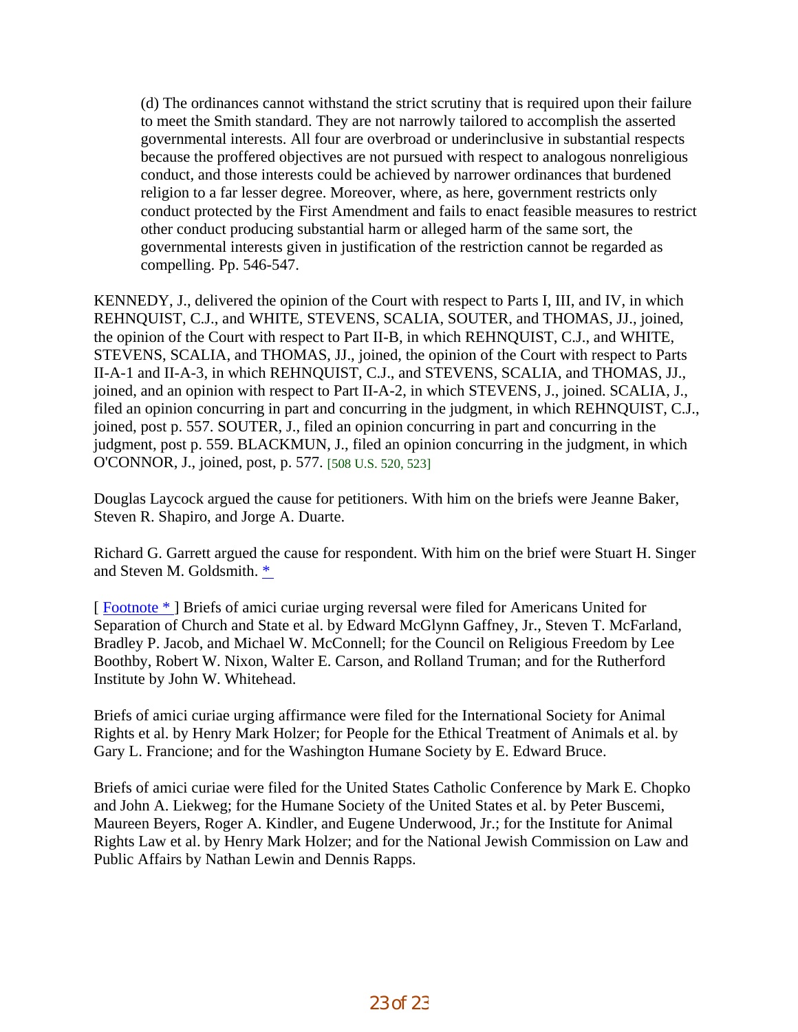(d) The ordinances cannot withstand the strict scrutiny that is required upon their failure to meet the Smith standard. They are not narrowly tailored to accomplish the asserted governmental interests. All four are overbroad or underinclusive in substantial respects because the proffered objectives are not pursued with respect to analogous nonreligious conduct, and those interests could be achieved by narrower ordinances that burdened religion to a far lesser degree. Moreover, where, as here, government restricts only conduct protected by the First Amendment and fails to enact feasible measures to restrict other conduct producing substantial harm or alleged harm of the same sort, the governmental interests given in justification of the restriction cannot be regarded as compelling. Pp. 546-547.

KENNEDY, J., delivered the opinion of the Court with respect to Parts I, III, and IV, in which REHNQUIST, C.J., and WHITE, STEVENS, SCALIA, SOUTER, and THOMAS, JJ., joined, the opinion of the Court with respect to Part II-B, in which REHNQUIST, C.J., and WHITE, STEVENS, SCALIA, and THOMAS, JJ., joined, the opinion of the Court with respect to Parts II-A-1 and II-A-3, in which REHNQUIST, C.J., and STEVENS, SCALIA, and THOMAS, JJ., joined, and an opinion with respect to Part II-A-2, in which STEVENS, J., joined. SCALIA, J., filed an opinion concurring in part and concurring in the judgment, in which REHNQUIST, C.J., joined, post p. 557. SOUTER, J., filed an opinion concurring in part and concurring in the judgment, post p. 559. BLACKMUN, J., filed an opinion concurring in the judgment, in which O'CONNOR, J., joined, post, p. 577. [508 U.S. 520, 523]

Douglas Laycock argued the cause for petitioners. With him on the briefs were Jeanne Baker, Steven R. Shapiro, and Jorge A. Duarte.

Richard G. Garrett argued the cause for respondent. With him on the brief were Stuart H. Singer and Steven M. Goldsmith. *

[ Footnote * ] Briefs of amici curiae urging reversal were filed for Americans United for Separation of Church and State et al. by Edward McGlynn Gaffney, Jr., Steven T. McFarland, Bradley P. Jacob, and Michael W. McConnell; for the Council on Religious Freedom by Lee Boothby, Robert W. Nixon, Walter E. Carson, and Rolland Truman; and for the Rutherford Institute by John W. Whitehead.

Briefs of amici curiae urging affirmance were filed for the International Society for Animal Rights et al. by Henry Mark Holzer; for People for the Ethical Treatment of Animals et al. by Gary L. Francione; and for the Washington Humane Society by E. Edward Bruce.

Briefs of amici curiae were filed for the United States Catholic Conference by Mark E. Chopko and John A. Liekweg; for the Humane Society of the United States et al. by Peter Buscemi, Maureen Beyers, Roger A. Kindler, and Eugene Underwood, Jr.; for the Institute for Animal Rights Law et al. by Henry Mark Holzer; and for the National Jewish Commission on Law and Public Affairs by Nathan Lewin and Dennis Rapps.